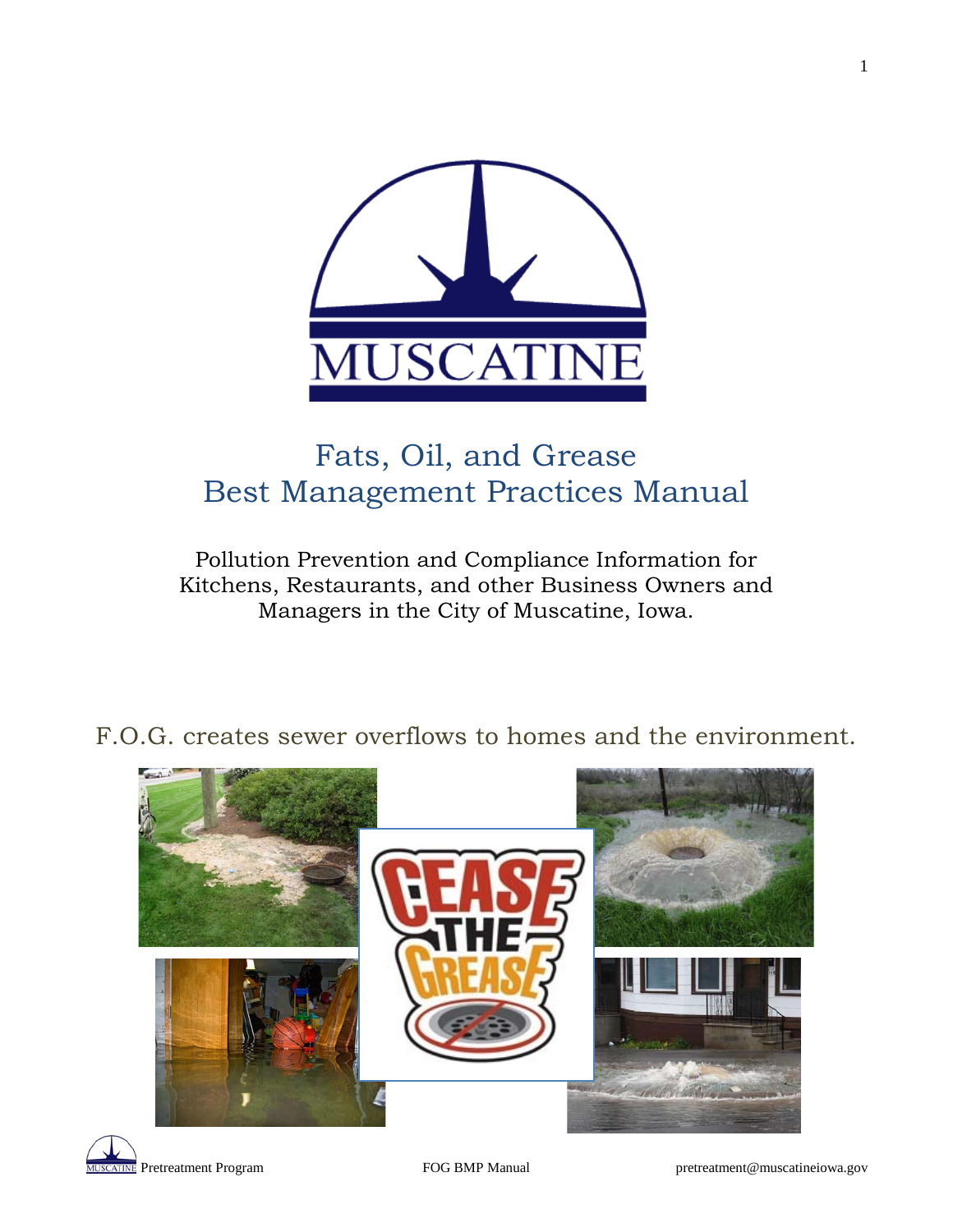# Fats, Oil, and Grease
# Best Management Practices Manual

Pollution Prevention and Compliance Information for Kitchens, Restaurants, and other Business Owners and Managers in the City of Muscatine, Iowa.

F.O.G. creates sewer overflows to homes and the environment.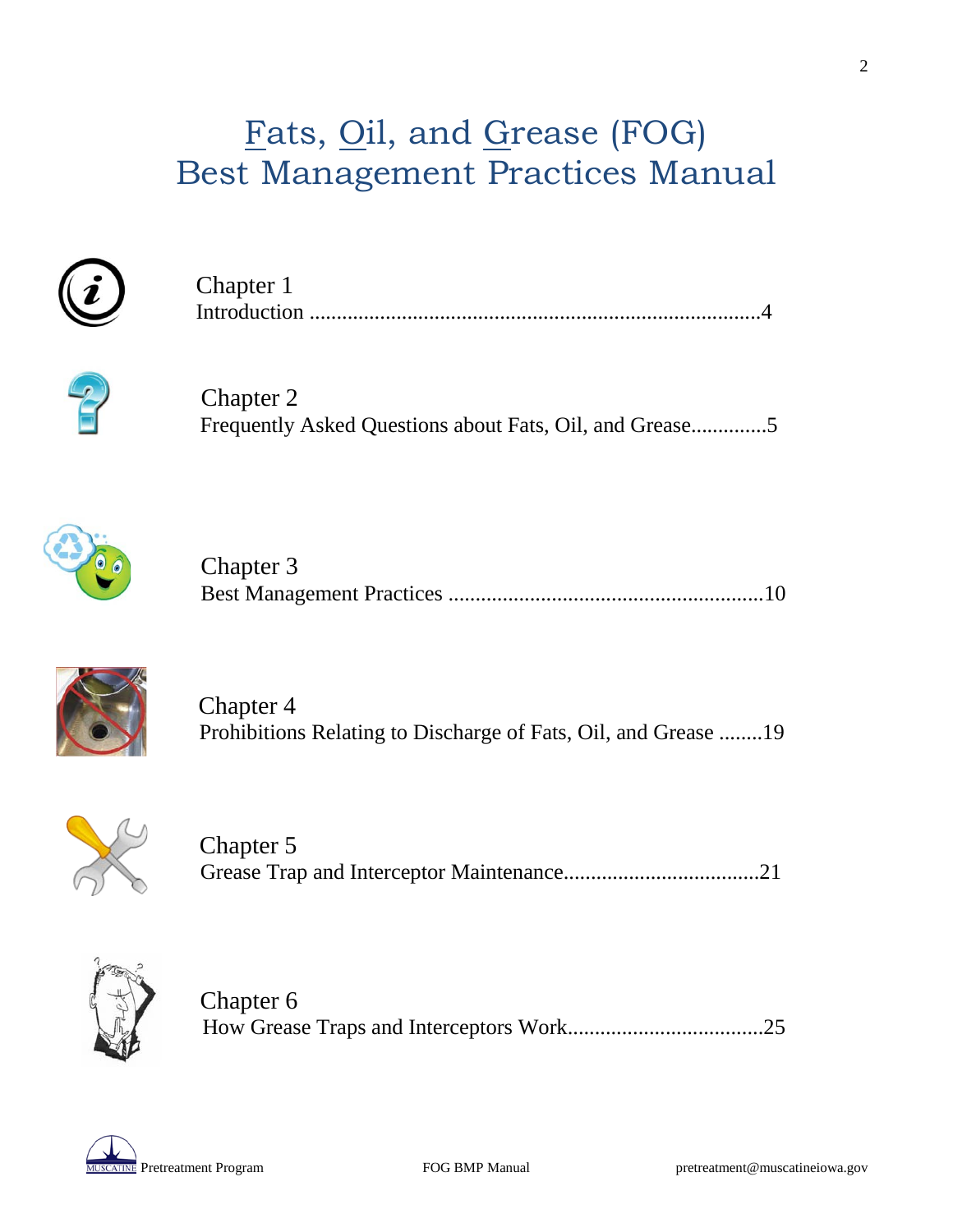# Fats, Oil, and Grease (FOG) Best Management Practices Manual

Chapter 1
Introduction ..................................................................................4

Chapter 2
Frequently Asked Questions about Fats, Oil, and Grease.............5

Chapter 3
Best Management Practices .........................................................10

Chapter 4
Prohibitions Relating to Discharge of Fats, Oil, and Grease ........19

Chapter 5
Grease Trap and Interceptor Maintenance...................................21

Chapter 6
How Grease Traps and Interceptors Work...................................25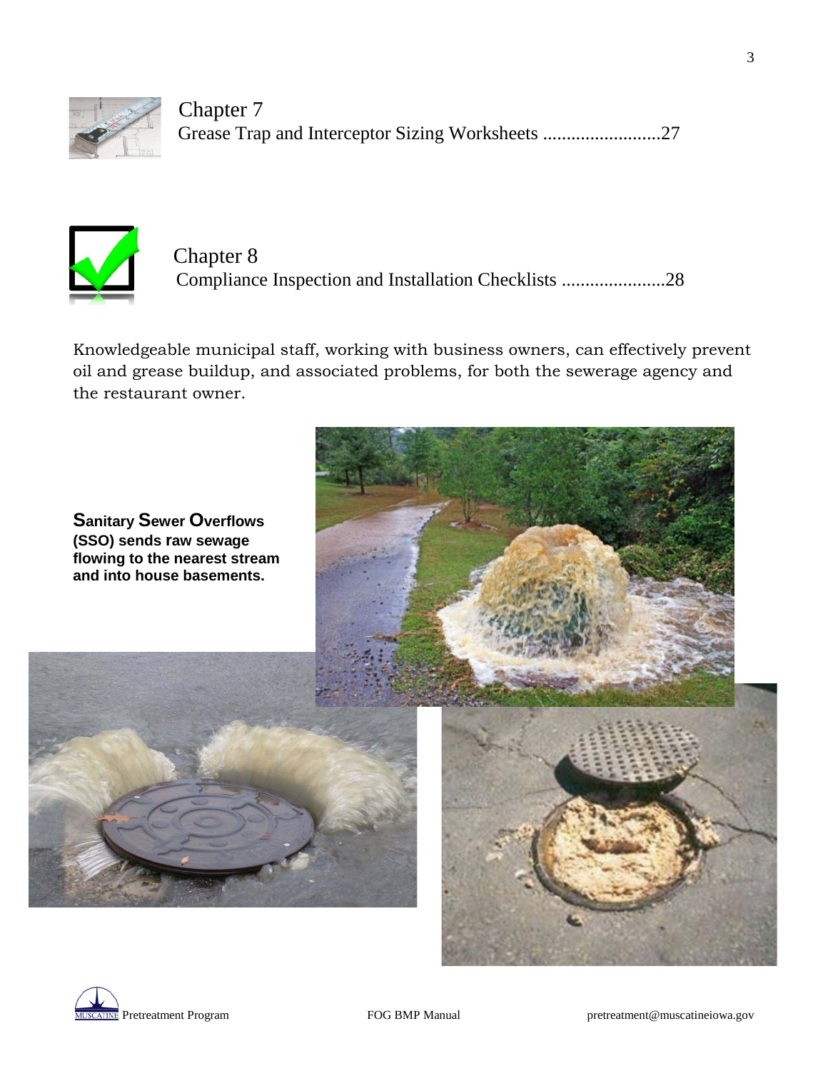Chapter 7
Grease Trap and Interceptor Sizing Worksheets .........................27

Chapter 8
Compliance Inspection and Installation Checklists ......................28

Knowledgeable municipal staff, working with business owners, can effectively prevent oil and grease buildup, and associated problems, for both the sewerage agency and the restaurant owner.

**Sanitary Sewer Overflows (SSO) sends raw sewage flowing to the nearest stream and into house basements.**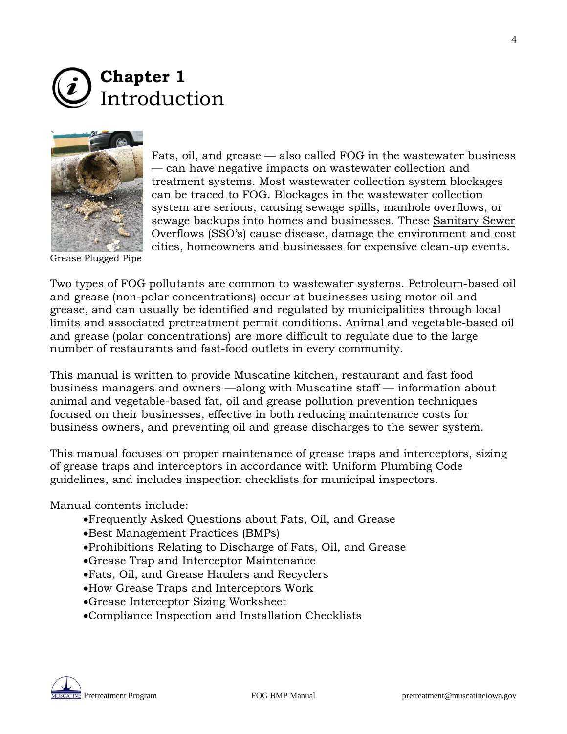# Chapter 1
Introduction

Grease Plugged Pipe

Fats, oil, and grease — also called FOG in the wastewater business — can have negative impacts on wastewater collection and treatment systems. Most wastewater collection system blockages can be traced to FOG. Blockages in the wastewater collection system are serious, causing sewage spills, manhole overflows, or sewage backups into homes and businesses. These Sanitary Sewer Overflows (SSO's) cause disease, damage the environment and cost cities, homeowners and businesses for expensive clean-up events.

Two types of FOG pollutants are common to wastewater systems. Petroleum-based oil and grease (non-polar concentrations) occur at businesses using motor oil and grease, and can usually be identified and regulated by municipalities through local limits and associated pretreatment permit conditions. Animal and vegetable-based oil and grease (polar concentrations) are more difficult to regulate due to the large number of restaurants and fast-food outlets in every community.

This manual is written to provide Muscatine kitchen, restaurant and fast food business managers and owners —along with Muscatine staff — information about animal and vegetable-based fat, oil and grease pollution prevention techniques focused on their businesses, effective in both reducing maintenance costs for business owners, and preventing oil and grease discharges to the sewer system.

This manual focuses on proper maintenance of grease traps and interceptors, sizing of grease traps and interceptors in accordance with Uniform Plumbing Code guidelines, and includes inspection checklists for municipal inspectors.

Manual contents include:

- Frequently Asked Questions about Fats, Oil, and Grease
- Best Management Practices (BMPs)
- Prohibitions Relating to Discharge of Fats, Oil, and Grease
- Grease Trap and Interceptor Maintenance
- Fats, Oil, and Grease Haulers and Recyclers
- How Grease Traps and Interceptors Work
- Grease Interceptor Sizing Worksheet
- Compliance Inspection and Installation Checklists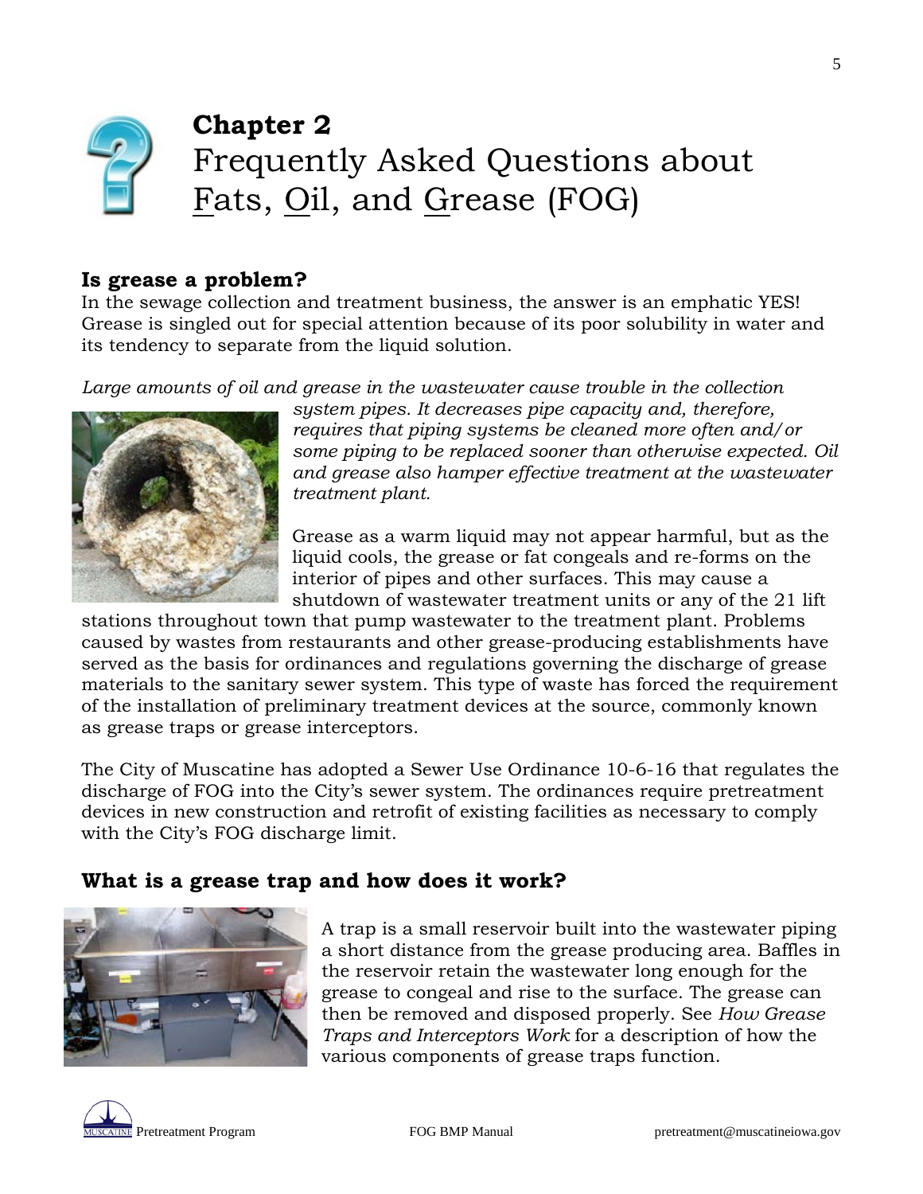# Chapter 2
# Frequently Asked Questions about Fats, Oil, and Grease (FOG)

## Is grease a problem?

In the sewage collection and treatment business, the answer is an emphatic YES! Grease is singled out for special attention because of its poor solubility in water and its tendency to separate from the liquid solution.

*Large amounts of oil and grease in the wastewater cause trouble in the collection system pipes. It decreases pipe capacity and, therefore, requires that piping systems be cleaned more often and/or some piping to be replaced sooner than otherwise expected. Oil and grease also hamper effective treatment at the wastewater treatment plant.*

Grease as a warm liquid may not appear harmful, but as the liquid cools, the grease or fat congeals and re-forms on the interior of pipes and other surfaces. This may cause a shutdown of wastewater treatment units or any of the 21 lift stations throughout town that pump wastewater to the treatment plant. Problems caused by wastes from restaurants and other grease-producing establishments have served as the basis for ordinances and regulations governing the discharge of grease materials to the sanitary sewer system. This type of waste has forced the requirement of the installation of preliminary treatment devices at the source, commonly known as grease traps or grease interceptors.

The City of Muscatine has adopted a Sewer Use Ordinance 10-6-16 that regulates the discharge of FOG into the City's sewer system. The ordinances require pretreatment devices in new construction and retrofit of existing facilities as necessary to comply with the City's FOG discharge limit.

## What is a grease trap and how does it work?

A trap is a small reservoir built into the wastewater piping a short distance from the grease producing area. Baffles in the reservoir retain the wastewater long enough for the grease to congeal and rise to the surface. The grease can then be removed and disposed properly. See *How Grease Traps and Interceptors Work* for a description of how the various components of grease traps function.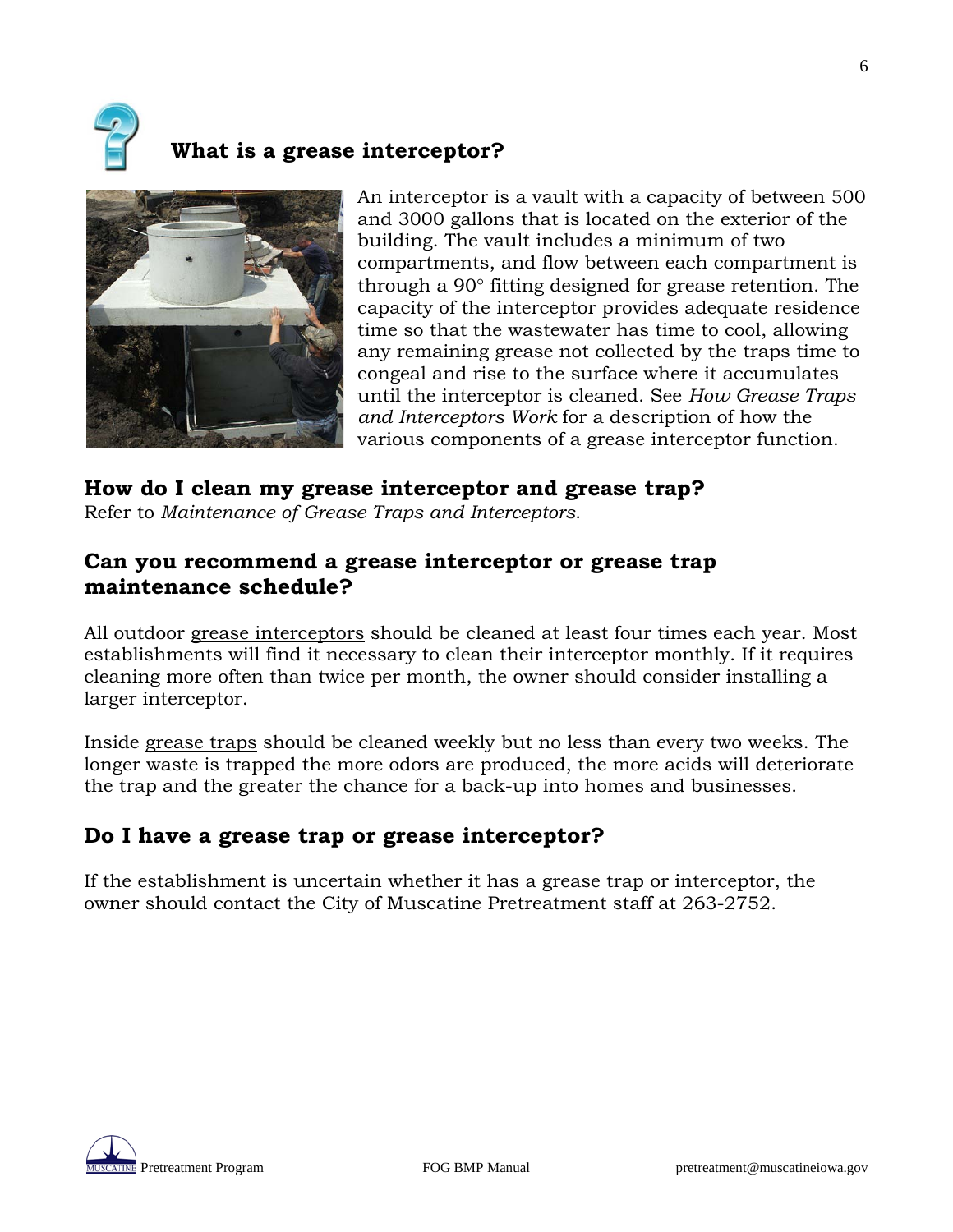## What is a grease interceptor?

An interceptor is a vault with a capacity of between 500 and 3000 gallons that is located on the exterior of the building. The vault includes a minimum of two compartments, and flow between each compartment is through a 90° fitting designed for grease retention. The capacity of the interceptor provides adequate residence time so that the wastewater has time to cool, allowing any remaining grease not collected by the traps time to congeal and rise to the surface where it accumulates until the interceptor is cleaned. See *How Grease Traps and Interceptors Work* for a description of how the various components of a grease interceptor function.

## How do I clean my grease interceptor and grease trap?

Refer to *Maintenance of Grease Traps and Interceptors*.

## Can you recommend a grease interceptor or grease trap maintenance schedule?

All outdoor grease interceptors should be cleaned at least four times each year. Most establishments will find it necessary to clean their interceptor monthly. If it requires cleaning more often than twice per month, the owner should consider installing a larger interceptor.

Inside grease traps should be cleaned weekly but no less than every two weeks. The longer waste is trapped the more odors are produced, the more acids will deteriorate the trap and the greater the chance for a back-up into homes and businesses.

## Do I have a grease trap or grease interceptor?

If the establishment is uncertain whether it has a grease trap or interceptor, the owner should contact the City of Muscatine Pretreatment staff at 263-2752.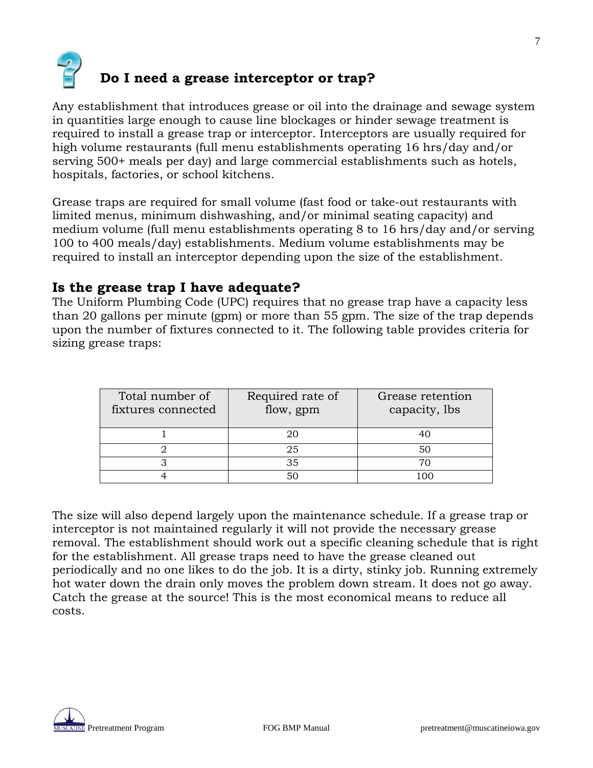## Do I need a grease interceptor or trap?

Any establishment that introduces grease or oil into the drainage and sewage system in quantities large enough to cause line blockages or hinder sewage treatment is required to install a grease trap or interceptor. Interceptors are usually required for high volume restaurants (full menu establishments operating 16 hrs/day and/or serving 500+ meals per day) and large commercial establishments such as hotels, hospitals, factories, or school kitchens.

Grease traps are required for small volume (fast food or take-out restaurants with limited menus, minimum dishwashing, and/or minimal seating capacity) and medium volume (full menu establishments operating 8 to 16 hrs/day and/or serving 100 to 400 meals/day) establishments. Medium volume establishments may be required to install an interceptor depending upon the size of the establishment.

## Is the grease trap I have adequate?

The Uniform Plumbing Code (UPC) requires that no grease trap have a capacity less than 20 gallons per minute (gpm) or more than 55 gpm. The size of the trap depends upon the number of fixtures connected to it. The following table provides criteria for sizing grease traps:

| Total number of fixtures connected | Required rate of flow, gpm | Grease retention capacity, lbs |
|---|---|---|
| 1 | 20 | 40 |
| 2 | 25 | 50 |
| 3 | 35 | 70 |
| 4 | 50 | 100 |

The size will also depend largely upon the maintenance schedule. If a grease trap or interceptor is not maintained regularly it will not provide the necessary grease removal. The establishment should work out a specific cleaning schedule that is right for the establishment. All grease traps need to have the grease cleaned out periodically and no one likes to do the job. It is a dirty, stinky job. Running extremely hot water down the drain only moves the problem down stream. It does not go away. Catch the grease at the source! This is the most economical means to reduce all costs.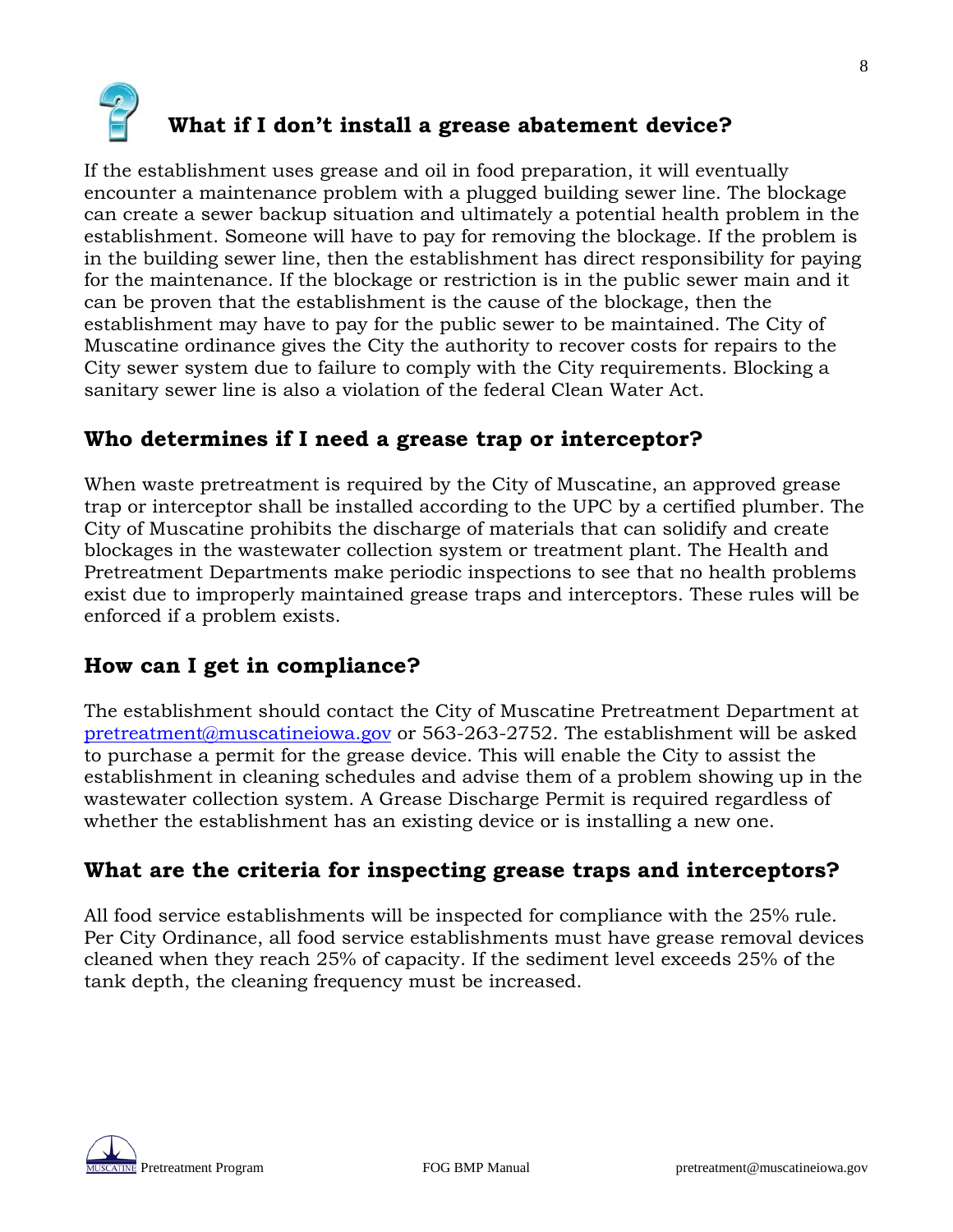## What if I don't install a grease abatement device?

If the establishment uses grease and oil in food preparation, it will eventually encounter a maintenance problem with a plugged building sewer line. The blockage can create a sewer backup situation and ultimately a potential health problem in the establishment. Someone will have to pay for removing the blockage. If the problem is in the building sewer line, then the establishment has direct responsibility for paying for the maintenance. If the blockage or restriction is in the public sewer main and it can be proven that the establishment is the cause of the blockage, then the establishment may have to pay for the public sewer to be maintained. The City of Muscatine ordinance gives the City the authority to recover costs for repairs to the City sewer system due to failure to comply with the City requirements. Blocking a sanitary sewer line is also a violation of the federal Clean Water Act.

## Who determines if I need a grease trap or interceptor?

When waste pretreatment is required by the City of Muscatine, an approved grease trap or interceptor shall be installed according to the UPC by a certified plumber. The City of Muscatine prohibits the discharge of materials that can solidify and create blockages in the wastewater collection system or treatment plant. The Health and Pretreatment Departments make periodic inspections to see that no health problems exist due to improperly maintained grease traps and interceptors. These rules will be enforced if a problem exists.

## How can I get in compliance?

The establishment should contact the City of Muscatine Pretreatment Department at pretreatment@muscatineiowa.gov or 563-263-2752. The establishment will be asked to purchase a permit for the grease device. This will enable the City to assist the establishment in cleaning schedules and advise them of a problem showing up in the wastewater collection system. A Grease Discharge Permit is required regardless of whether the establishment has an existing device or is installing a new one.

## What are the criteria for inspecting grease traps and interceptors?

All food service establishments will be inspected for compliance with the 25% rule. Per City Ordinance, all food service establishments must have grease removal devices cleaned when they reach 25% of capacity. If the sediment level exceeds 25% of the tank depth, the cleaning frequency must be increased.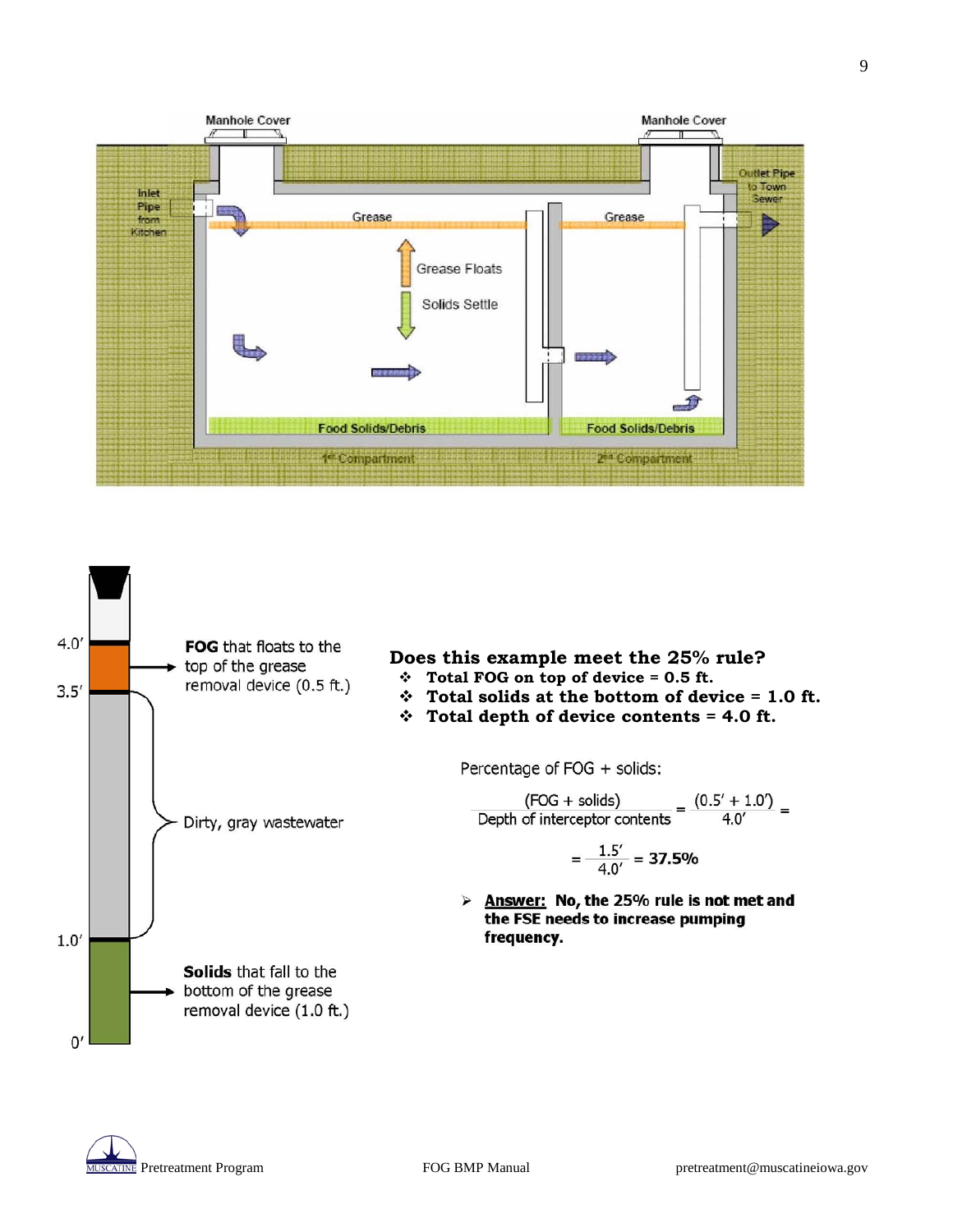Manhole Cover

Manhole Cover

Inlet Pipe from Kitchen

Outlet Pipe to Town Sewer

Grease

Grease

Grease Floats

Solids Settle

Food Solids/Debris

Food Solids/Debris

1st Compartment

2nd Compartment

4.0′

3.5′

1.0′

0′

**FOG** that floats to the top of the grease removal device (0.5 ft.)

Dirty, gray wastewater

**Solids** that fall to the bottom of the grease removal device (1.0 ft.)

**Does this example meet the 25% rule?**

- **Total FOG on top of device = 0.5 ft.**
- **Total solids at the bottom of device = 1.0 ft.**
- **Total depth of device contents = 4.0 ft.**

Percentage of FOG + solids:

$$\frac{\text{(FOG + solids)}}{\text{Depth of interceptor contents}} = \frac{(0.5' + 1.0')}{4.0'} =$$

$$= \frac{1.5'}{4.0'} = \mathbf{37.5\%}$$

- **<u>Answer:</u> No, the 25% rule is not met and the FSE needs to increase pumping frequency.**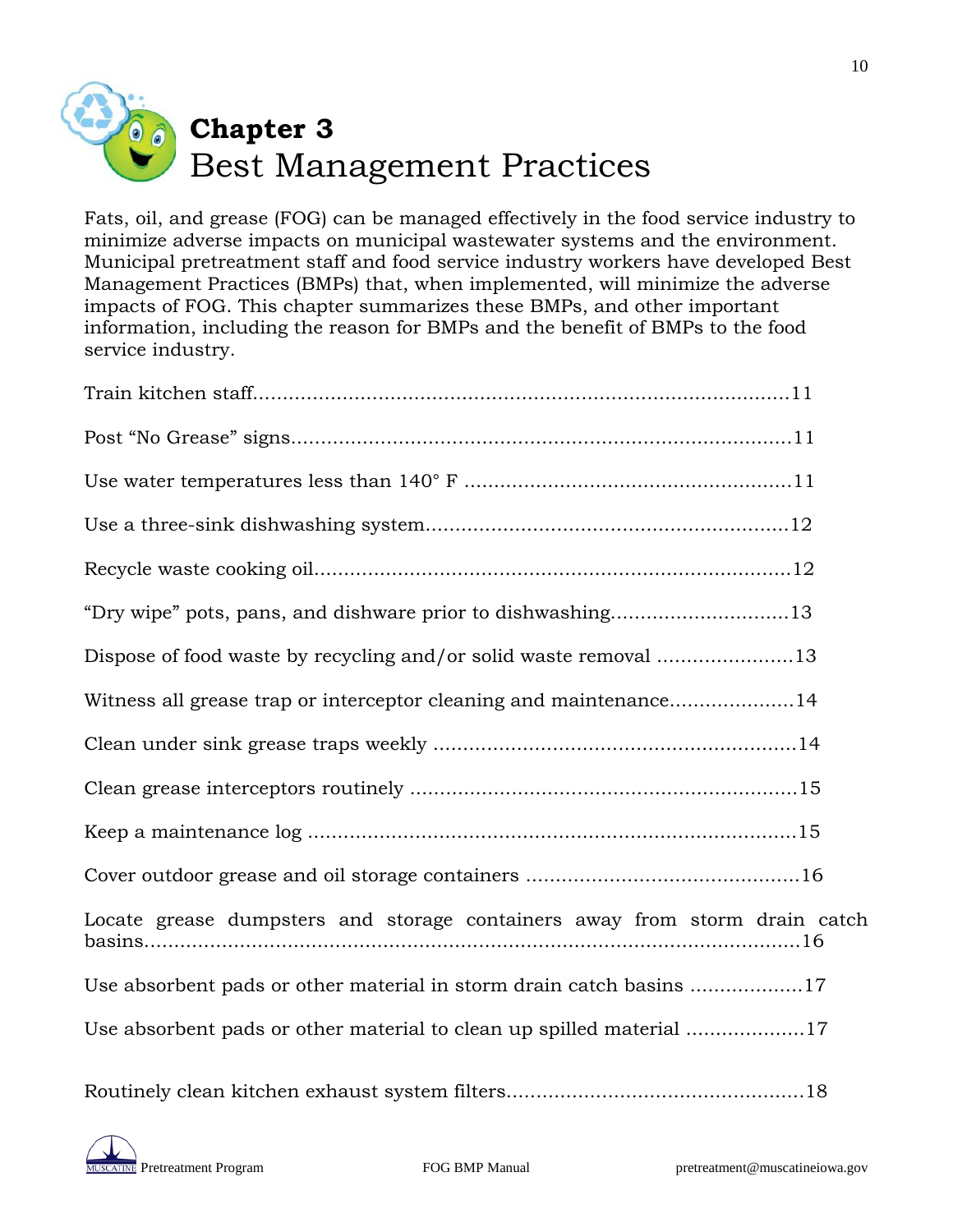# Chapter 3
## Best Management Practices

Fats, oil, and grease (FOG) can be managed effectively in the food service industry to minimize adverse impacts on municipal wastewater systems and the environment. Municipal pretreatment staff and food service industry workers have developed Best Management Practices (BMPs) that, when implemented, will minimize the adverse impacts of FOG. This chapter summarizes these BMPs, and other important information, including the reason for BMPs and the benefit of BMPs to the food service industry.

Train kitchen staff........................................................................................11

Post “No Grease” signs...................................................................................11

Use water temperatures less than 140° F .......................................................11

Use a three-sink dishwashing system.............................................................12

Recycle waste cooking oil................................................................................12

“Dry wipe” pots, pans, and dishware prior to dishwashing..............................13

Dispose of food waste by recycling and/or solid waste removal .......................13

Witness all grease trap or interceptor cleaning and maintenance.....................14

Clean under sink grease traps weekly .............................................................14

Clean grease interceptors routinely .................................................................15

Keep a maintenance log .................................................................................15

Cover outdoor grease and oil storage containers ..............................................16

Locate grease dumpsters and storage containers away from storm drain catch basins............................................................................................................16

Use absorbent pads or other material in storm drain catch basins ...................17

Use absorbent pads or other material to clean up spilled material ....................17

Routinely clean kitchen exhaust system filters.................................................18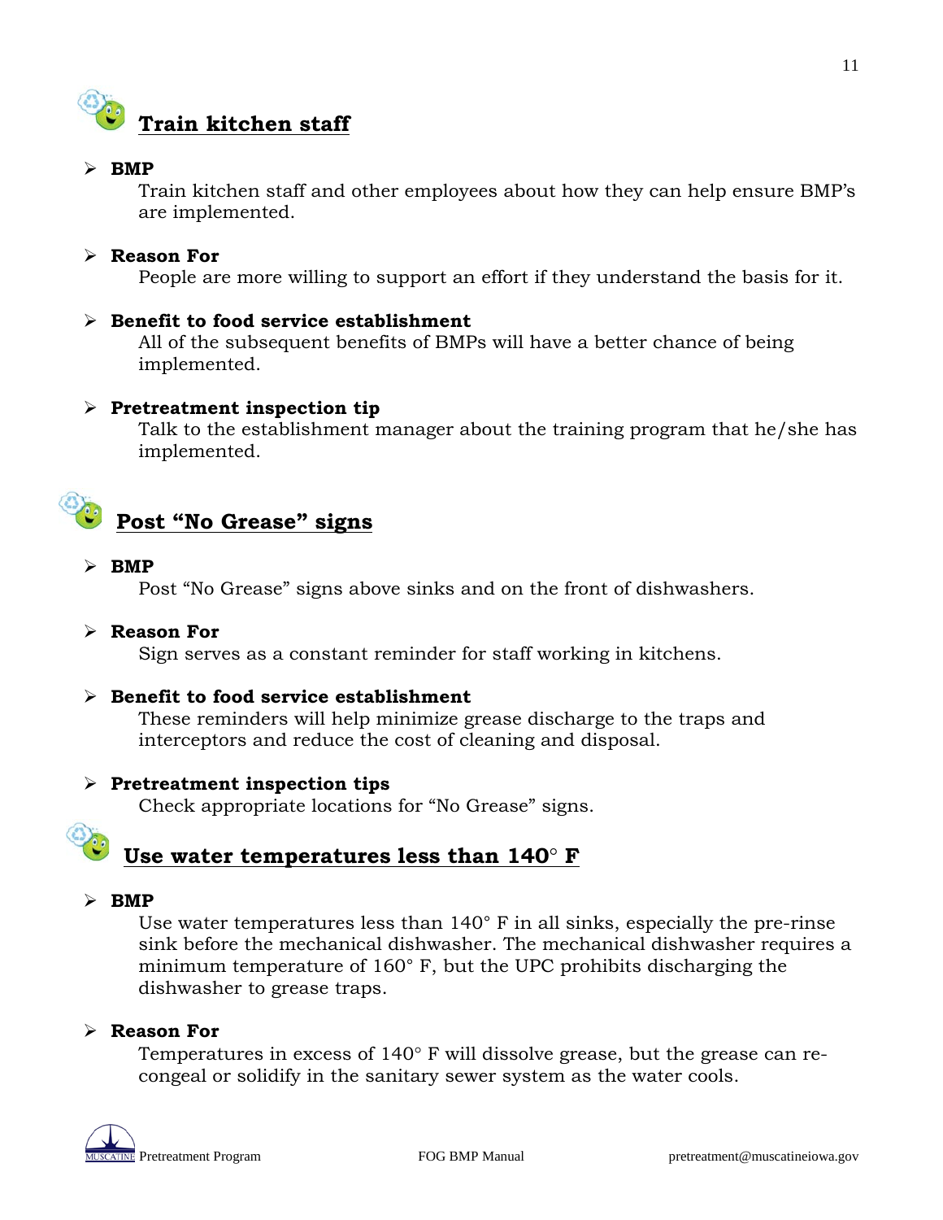## Train kitchen staff

- **BMP**
  Train kitchen staff and other employees about how they can help ensure BMP's are implemented.

- **Reason For**
  People are more willing to support an effort if they understand the basis for it.

- **Benefit to food service establishment**
  All of the subsequent benefits of BMPs will have a better chance of being implemented.

- **Pretreatment inspection tip**
  Talk to the establishment manager about the training program that he/she has implemented.

## Post "No Grease" signs

- **BMP**
  Post "No Grease" signs above sinks and on the front of dishwashers.

- **Reason For**
  Sign serves as a constant reminder for staff working in kitchens.

- **Benefit to food service establishment**
  These reminders will help minimize grease discharge to the traps and interceptors and reduce the cost of cleaning and disposal.

- **Pretreatment inspection tips**
  Check appropriate locations for "No Grease" signs.

## Use water temperatures less than 140° F

- **BMP**
  Use water temperatures less than 140° F in all sinks, especially the pre-rinse sink before the mechanical dishwasher. The mechanical dishwasher requires a minimum temperature of 160° F, but the UPC prohibits discharging the dishwasher to grease traps.

- **Reason For**
  Temperatures in excess of 140° F will dissolve grease, but the grease can re-congeal or solidify in the sanitary sewer system as the water cools.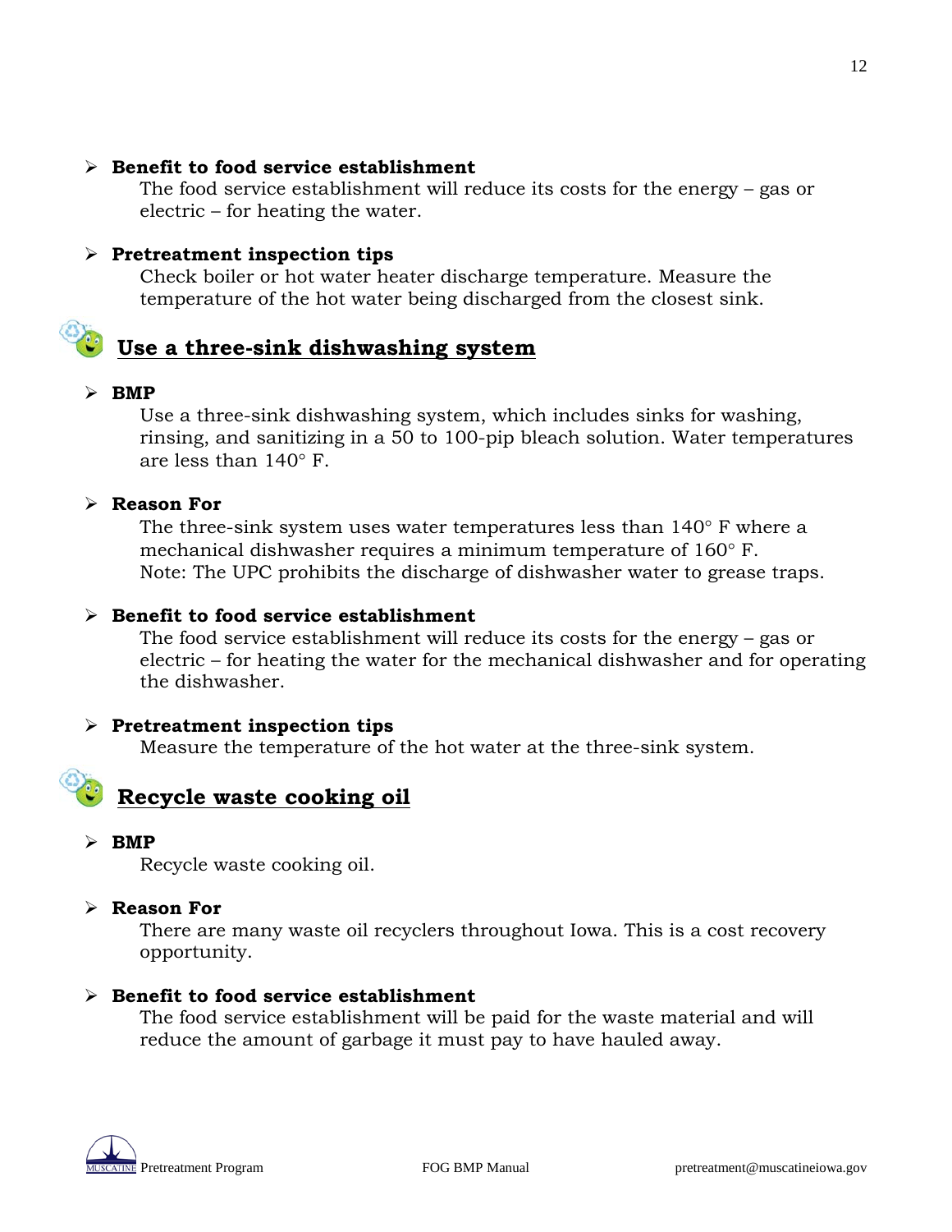- **Benefit to food service establishment**
  The food service establishment will reduce its costs for the energy – gas or electric – for heating the water.

- **Pretreatment inspection tips**
  Check boiler or hot water heater discharge temperature. Measure the temperature of the hot water being discharged from the closest sink.

## Use a three-sink dishwashing system

- **BMP**
  Use a three-sink dishwashing system, which includes sinks for washing, rinsing, and sanitizing in a 50 to 100-pip bleach solution. Water temperatures are less than 140° F.

- **Reason For**
  The three-sink system uses water temperatures less than 140° F where a mechanical dishwasher requires a minimum temperature of 160° F.
  Note: The UPC prohibits the discharge of dishwasher water to grease traps.

- **Benefit to food service establishment**
  The food service establishment will reduce its costs for the energy – gas or electric – for heating the water for the mechanical dishwasher and for operating the dishwasher.

- **Pretreatment inspection tips**
  Measure the temperature of the hot water at the three-sink system.

## Recycle waste cooking oil

- **BMP**
  Recycle waste cooking oil.

- **Reason For**
  There are many waste oil recyclers throughout Iowa. This is a cost recovery opportunity.

- **Benefit to food service establishment**
  The food service establishment will be paid for the waste material and will reduce the amount of garbage it must pay to have hauled away.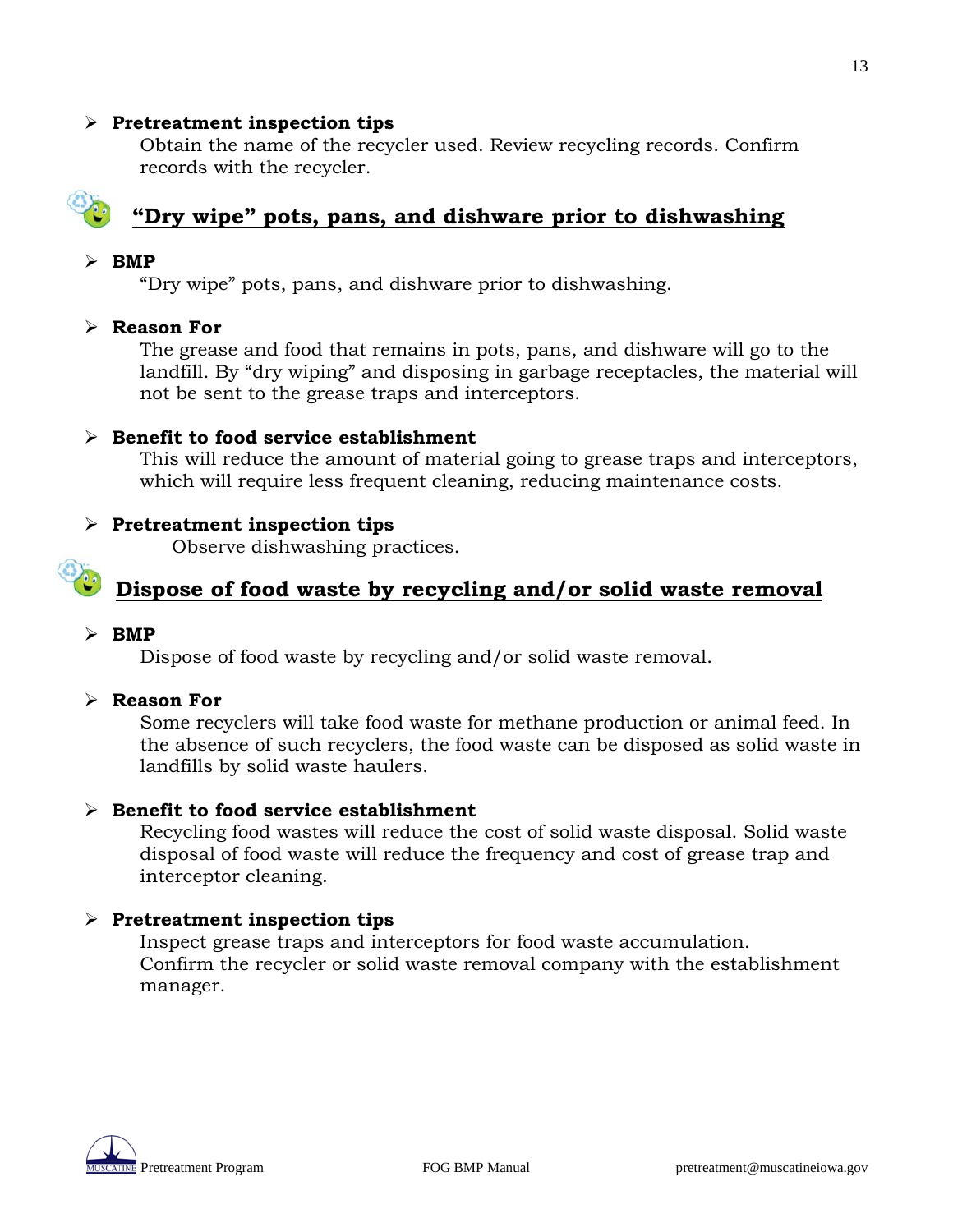- **Pretreatment inspection tips**

  Obtain the name of the recycler used. Review recycling records. Confirm records with the recycler.

## “Dry wipe” pots, pans, and dishware prior to dishwashing

- **BMP**

  “Dry wipe” pots, pans, and dishware prior to dishwashing.

- **Reason For**

  The grease and food that remains in pots, pans, and dishware will go to the landfill. By “dry wiping” and disposing in garbage receptacles, the material will not be sent to the grease traps and interceptors.

- **Benefit to food service establishment**

  This will reduce the amount of material going to grease traps and interceptors, which will require less frequent cleaning, reducing maintenance costs.

- **Pretreatment inspection tips**

  Observe dishwashing practices.

## Dispose of food waste by recycling and/or solid waste removal

- **BMP**

  Dispose of food waste by recycling and/or solid waste removal.

- **Reason For**

  Some recyclers will take food waste for methane production or animal feed. In the absence of such recyclers, the food waste can be disposed as solid waste in landfills by solid waste haulers.

- **Benefit to food service establishment**

  Recycling food wastes will reduce the cost of solid waste disposal. Solid waste disposal of food waste will reduce the frequency and cost of grease trap and interceptor cleaning.

- **Pretreatment inspection tips**

  Inspect grease traps and interceptors for food waste accumulation. Confirm the recycler or solid waste removal company with the establishment manager.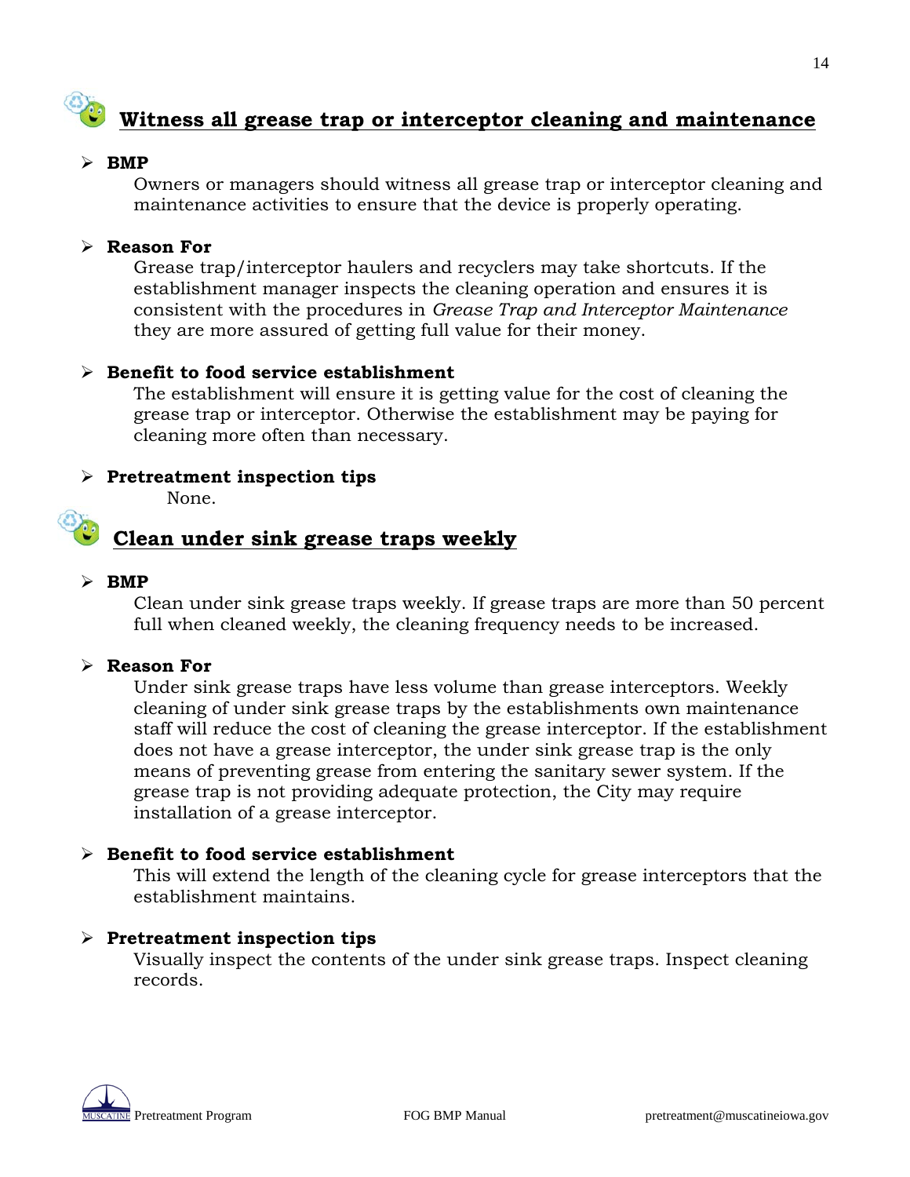## Witness all grease trap or interceptor cleaning and maintenance

- **BMP**

  Owners or managers should witness all grease trap or interceptor cleaning and maintenance activities to ensure that the device is properly operating.

- **Reason For**

  Grease trap/interceptor haulers and recyclers may take shortcuts. If the establishment manager inspects the cleaning operation and ensures it is consistent with the procedures in *Grease Trap and Interceptor Maintenance* they are more assured of getting full value for their money.

- **Benefit to food service establishment**

  The establishment will ensure it is getting value for the cost of cleaning the grease trap or interceptor. Otherwise the establishment may be paying for cleaning more often than necessary.

- **Pretreatment inspection tips**

  None.

## Clean under sink grease traps weekly

- **BMP**

  Clean under sink grease traps weekly. If grease traps are more than 50 percent full when cleaned weekly, the cleaning frequency needs to be increased.

- **Reason For**

  Under sink grease traps have less volume than grease interceptors. Weekly cleaning of under sink grease traps by the establishments own maintenance staff will reduce the cost of cleaning the grease interceptor. If the establishment does not have a grease interceptor, the under sink grease trap is the only means of preventing grease from entering the sanitary sewer system. If the grease trap is not providing adequate protection, the City may require installation of a grease interceptor.

- **Benefit to food service establishment**

  This will extend the length of the cleaning cycle for grease interceptors that the establishment maintains.

- **Pretreatment inspection tips**

  Visually inspect the contents of the under sink grease traps. Inspect cleaning records.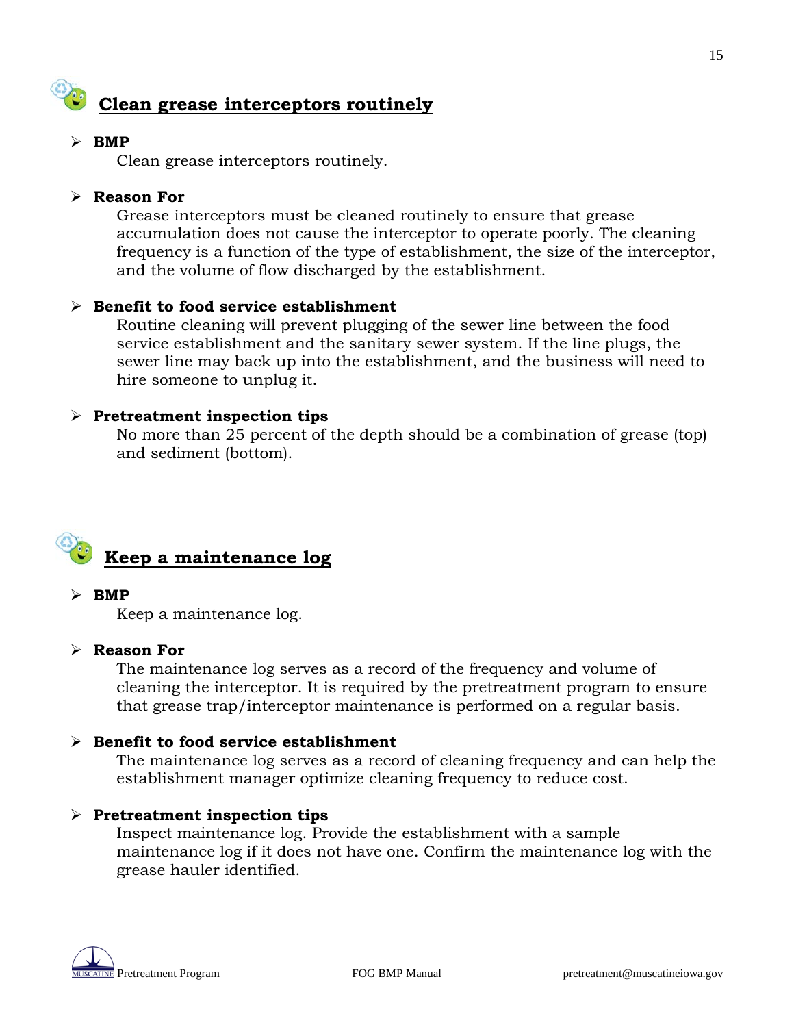## Clean grease interceptors routinely

- **BMP**

  Clean grease interceptors routinely.

- **Reason For**

  Grease interceptors must be cleaned routinely to ensure that grease accumulation does not cause the interceptor to operate poorly. The cleaning frequency is a function of the type of establishment, the size of the interceptor, and the volume of flow discharged by the establishment.

- **Benefit to food service establishment**

  Routine cleaning will prevent plugging of the sewer line between the food service establishment and the sanitary sewer system. If the line plugs, the sewer line may back up into the establishment, and the business will need to hire someone to unplug it.

- **Pretreatment inspection tips**

  No more than 25 percent of the depth should be a combination of grease (top) and sediment (bottom).

## Keep a maintenance log

- **BMP**

  Keep a maintenance log.

- **Reason For**

  The maintenance log serves as a record of the frequency and volume of cleaning the interceptor. It is required by the pretreatment program to ensure that grease trap/interceptor maintenance is performed on a regular basis.

- **Benefit to food service establishment**

  The maintenance log serves as a record of cleaning frequency and can help the establishment manager optimize cleaning frequency to reduce cost.

- **Pretreatment inspection tips**

  Inspect maintenance log. Provide the establishment with a sample maintenance log if it does not have one. Confirm the maintenance log with the grease hauler identified.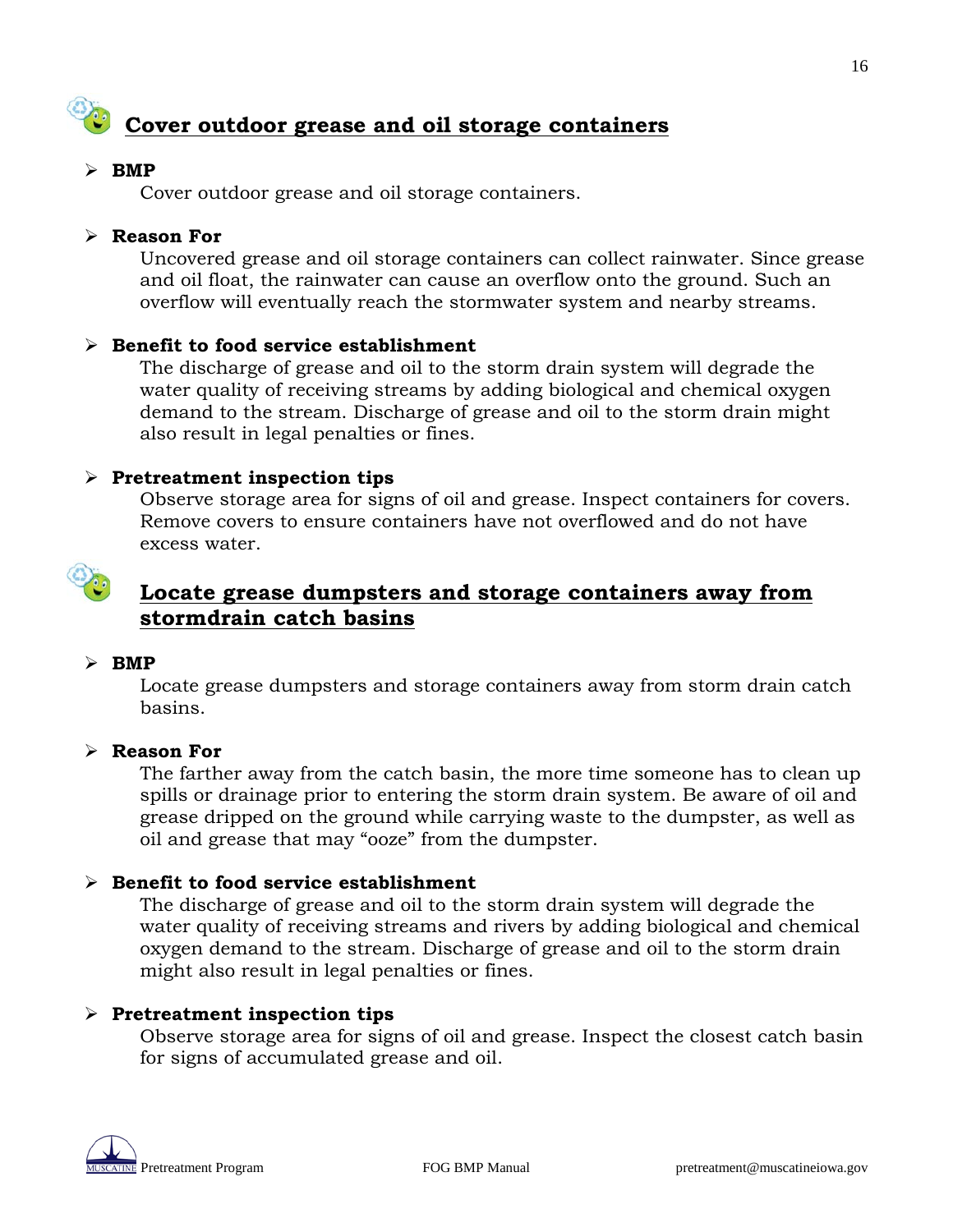## Cover outdoor grease and oil storage containers

- **BMP**

  Cover outdoor grease and oil storage containers.

- **Reason For**

  Uncovered grease and oil storage containers can collect rainwater. Since grease and oil float, the rainwater can cause an overflow onto the ground. Such an overflow will eventually reach the stormwater system and nearby streams.

- **Benefit to food service establishment**

  The discharge of grease and oil to the storm drain system will degrade the water quality of receiving streams by adding biological and chemical oxygen demand to the stream. Discharge of grease and oil to the storm drain might also result in legal penalties or fines.

- **Pretreatment inspection tips**

  Observe storage area for signs of oil and grease. Inspect containers for covers. Remove covers to ensure containers have not overflowed and do not have excess water.

## Locate grease dumpsters and storage containers away from stormdrain catch basins

- **BMP**

  Locate grease dumpsters and storage containers away from storm drain catch basins.

- **Reason For**

  The farther away from the catch basin, the more time someone has to clean up spills or drainage prior to entering the storm drain system. Be aware of oil and grease dripped on the ground while carrying waste to the dumpster, as well as oil and grease that may "ooze" from the dumpster.

- **Benefit to food service establishment**

  The discharge of grease and oil to the storm drain system will degrade the water quality of receiving streams and rivers by adding biological and chemical oxygen demand to the stream. Discharge of grease and oil to the storm drain might also result in legal penalties or fines.

- **Pretreatment inspection tips**

  Observe storage area for signs of oil and grease. Inspect the closest catch basin for signs of accumulated grease and oil.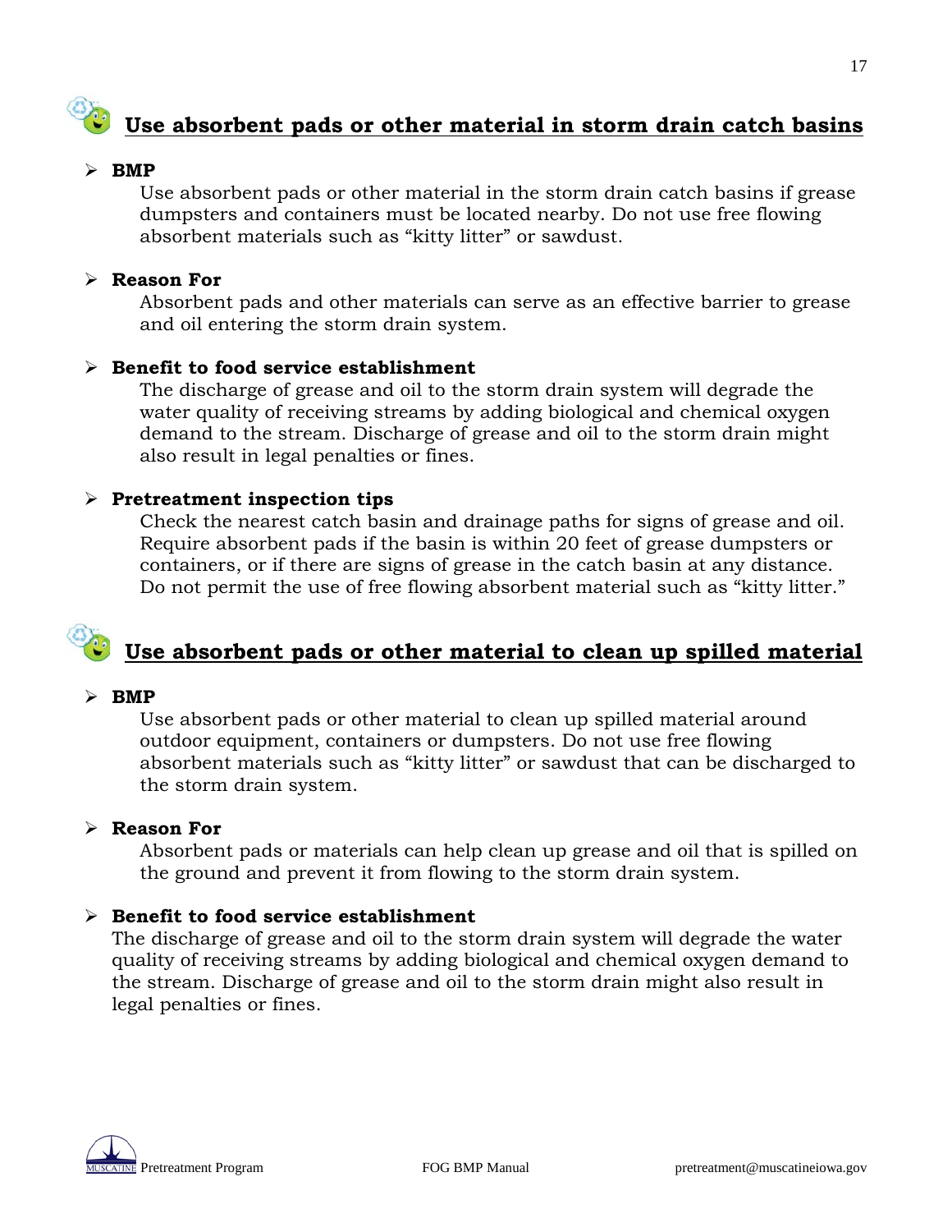## Use absorbent pads or other material in storm drain catch basins

- **BMP**

  Use absorbent pads or other material in the storm drain catch basins if grease dumpsters and containers must be located nearby. Do not use free flowing absorbent materials such as “kitty litter” or sawdust.

- **Reason For**

  Absorbent pads and other materials can serve as an effective barrier to grease and oil entering the storm drain system.

- **Benefit to food service establishment**

  The discharge of grease and oil to the storm drain system will degrade the water quality of receiving streams by adding biological and chemical oxygen demand to the stream. Discharge of grease and oil to the storm drain might also result in legal penalties or fines.

- **Pretreatment inspection tips**

  Check the nearest catch basin and drainage paths for signs of grease and oil. Require absorbent pads if the basin is within 20 feet of grease dumpsters or containers, or if there are signs of grease in the catch basin at any distance. Do not permit the use of free flowing absorbent material such as “kitty litter.”

## Use absorbent pads or other material to clean up spilled material

- **BMP**

  Use absorbent pads or other material to clean up spilled material around outdoor equipment, containers or dumpsters. Do not use free flowing absorbent materials such as “kitty litter” or sawdust that can be discharged to the storm drain system.

- **Reason For**

  Absorbent pads or materials can help clean up grease and oil that is spilled on the ground and prevent it from flowing to the storm drain system.

- **Benefit to food service establishment**

  The discharge of grease and oil to the storm drain system will degrade the water quality of receiving streams by adding biological and chemical oxygen demand to the stream. Discharge of grease and oil to the storm drain might also result in legal penalties or fines.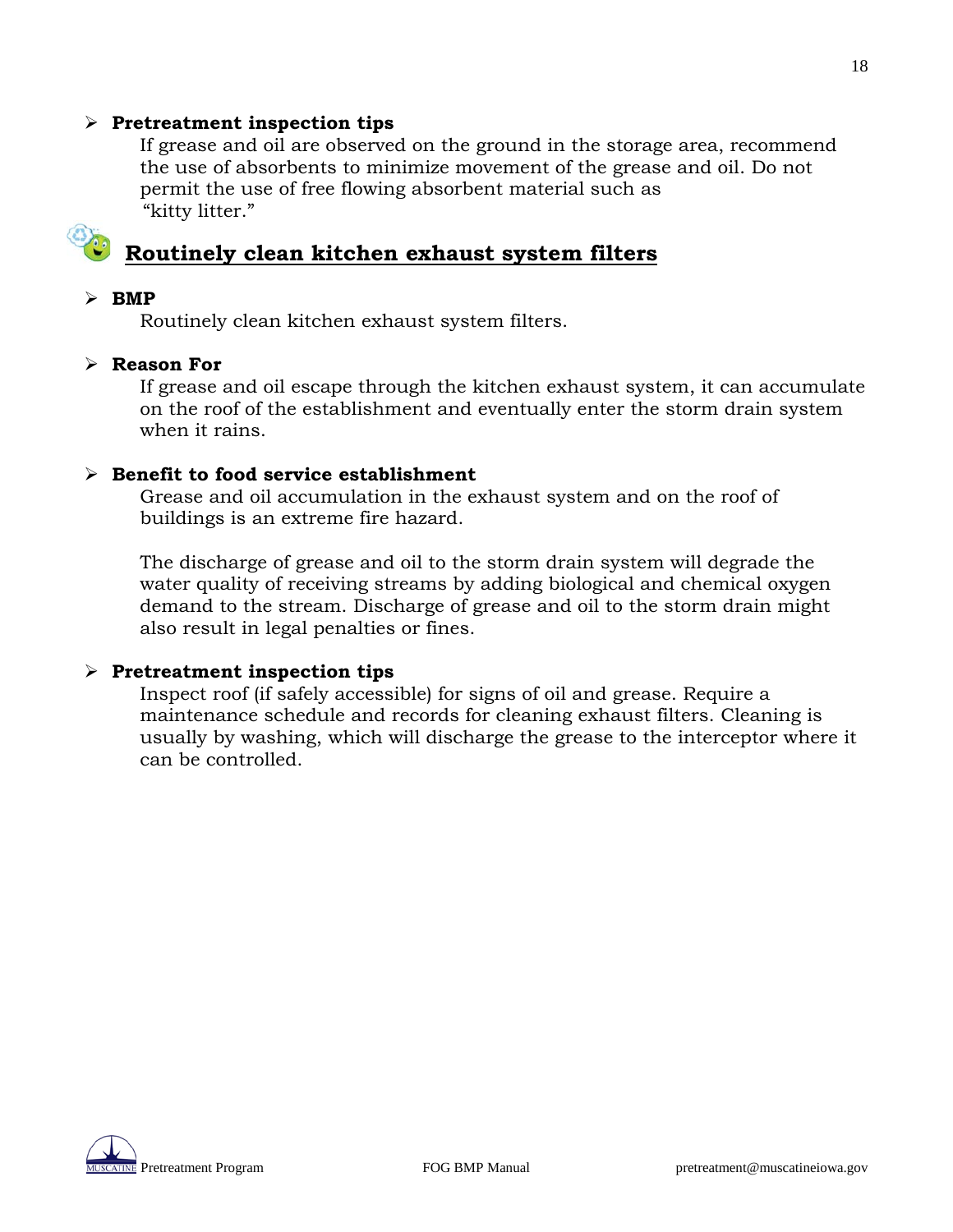- **Pretreatment inspection tips**

  If grease and oil are observed on the ground in the storage area, recommend the use of absorbents to minimize movement of the grease and oil. Do not permit the use of free flowing absorbent material such as "kitty litter."

## Routinely clean kitchen exhaust system filters

- **BMP**

  Routinely clean kitchen exhaust system filters.

- **Reason For**

  If grease and oil escape through the kitchen exhaust system, it can accumulate on the roof of the establishment and eventually enter the storm drain system when it rains.

- **Benefit to food service establishment**

  Grease and oil accumulation in the exhaust system and on the roof of buildings is an extreme fire hazard.

  The discharge of grease and oil to the storm drain system will degrade the water quality of receiving streams by adding biological and chemical oxygen demand to the stream. Discharge of grease and oil to the storm drain might also result in legal penalties or fines.

- **Pretreatment inspection tips**

  Inspect roof (if safely accessible) for signs of oil and grease. Require a maintenance schedule and records for cleaning exhaust filters. Cleaning is usually by washing, which will discharge the grease to the interceptor where it can be controlled.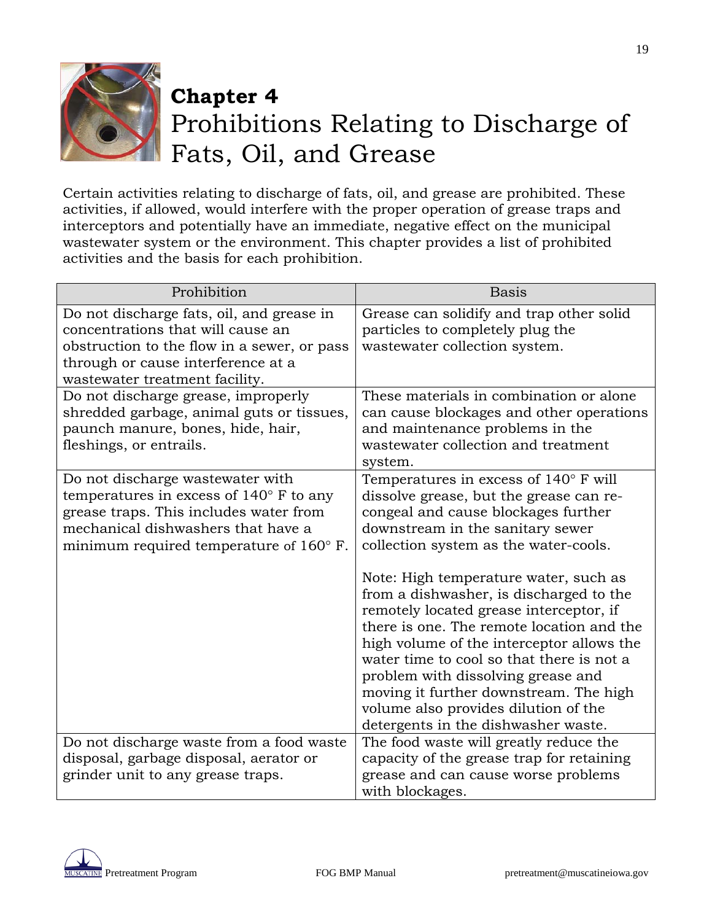# Chapter 4
# Prohibitions Relating to Discharge of Fats, Oil, and Grease

Certain activities relating to discharge of fats, oil, and grease are prohibited. These activities, if allowed, would interfere with the proper operation of grease traps and interceptors and potentially have an immediate, negative effect on the municipal wastewater system or the environment. This chapter provides a list of prohibited activities and the basis for each prohibition.

| Prohibition | Basis |
| --- | --- |
| Do not discharge fats, oil, and grease in concentrations that will cause an obstruction to the flow in a sewer, or pass through or cause interference at a wastewater treatment facility. | Grease can solidify and trap other solid particles to completely plug the wastewater collection system. |
| Do not discharge grease, improperly shredded garbage, animal guts or tissues, paunch manure, bones, hide, hair, fleshings, or entrails. | These materials in combination or alone can cause blockages and other operations and maintenance problems in the wastewater collection and treatment system. |
| Do not discharge wastewater with temperatures in excess of 140° F to any grease traps. This includes water from mechanical dishwashers that have a minimum required temperature of 160° F. | Temperatures in excess of 140° F will dissolve grease, but the grease can re-congeal and cause blockages further downstream in the sanitary sewer collection system as the water-cools.<br><br>Note: High temperature water, such as from a dishwasher, is discharged to the remotely located grease interceptor, if there is one. The remote location and the high volume of the interceptor allows the water time to cool so that there is not a problem with dissolving grease and moving it further downstream. The high volume also provides dilution of the detergents in the dishwasher waste. |
| Do not discharge waste from a food waste disposal, garbage disposal, aerator or grinder unit to any grease traps. | The food waste will greatly reduce the capacity of the grease trap for retaining grease and can cause worse problems with blockages. |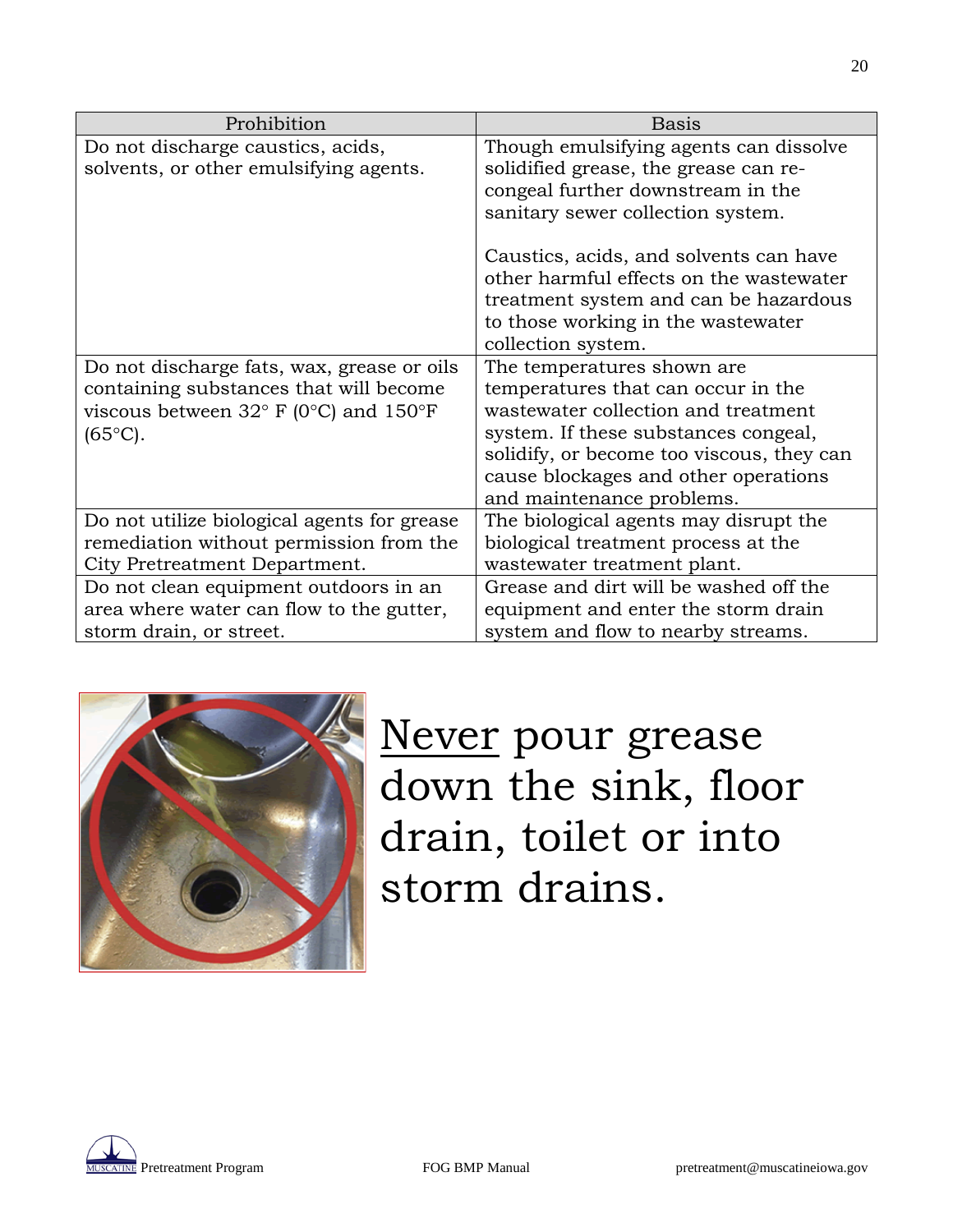| Prohibition | Basis |
| --- | --- |
| Do not discharge caustics, acids, solvents, or other emulsifying agents. | Though emulsifying agents can dissolve solidified grease, the grease can re-congeal further downstream in the sanitary sewer collection system.<br><br>Caustics, acids, and solvents can have other harmful effects on the wastewater treatment system and can be hazardous to those working in the wastewater collection system. |
| Do not discharge fats, wax, grease or oils containing substances that will become viscous between 32° F (0°C) and 150°F (65°C). | The temperatures shown are temperatures that can occur in the wastewater collection and treatment system. If these substances congeal, solidify, or become too viscous, they can cause blockages and other operations and maintenance problems. |
| Do not utilize biological agents for grease remediation without permission from the City Pretreatment Department. | The biological agents may disrupt the biological treatment process at the wastewater treatment plant. |
| Do not clean equipment outdoors in an area where water can flow to the gutter, storm drain, or street. | Grease and dirt will be washed off the equipment and enter the storm drain system and flow to nearby streams. |

<u>Never</u> pour grease down the sink, floor drain, toilet or into storm drains.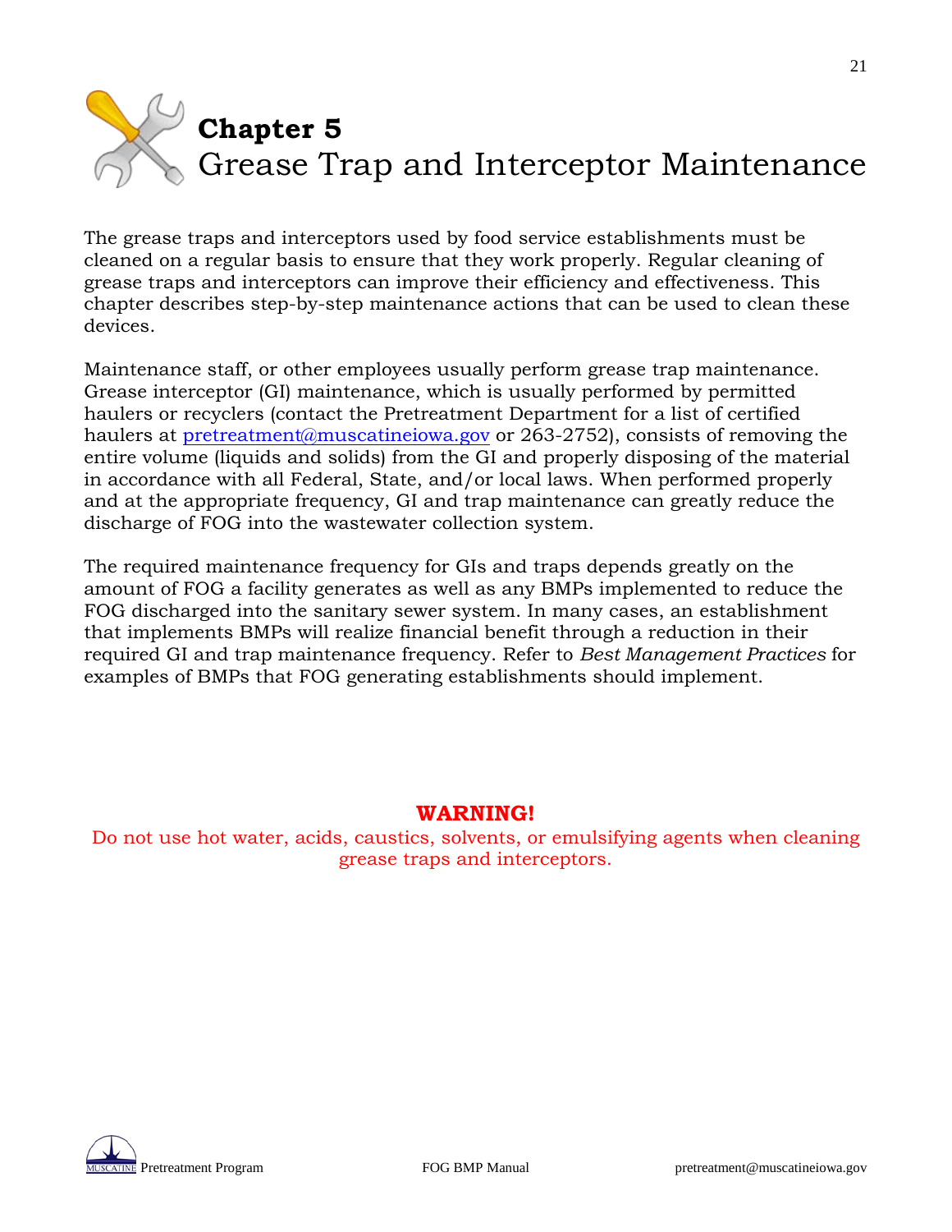# Chapter 5
# Grease Trap and Interceptor Maintenance

The grease traps and interceptors used by food service establishments must be cleaned on a regular basis to ensure that they work properly. Regular cleaning of grease traps and interceptors can improve their efficiency and effectiveness. This chapter describes step-by-step maintenance actions that can be used to clean these devices.

Maintenance staff, or other employees usually perform grease trap maintenance. Grease interceptor (GI) maintenance, which is usually performed by permitted haulers or recyclers (contact the Pretreatment Department for a list of certified haulers at pretreatment@muscatineiowa.gov or 263-2752), consists of removing the entire volume (liquids and solids) from the GI and properly disposing of the material in accordance with all Federal, State, and/or local laws. When performed properly and at the appropriate frequency, GI and trap maintenance can greatly reduce the discharge of FOG into the wastewater collection system.

The required maintenance frequency for GIs and traps depends greatly on the amount of FOG a facility generates as well as any BMPs implemented to reduce the FOG discharged into the sanitary sewer system. In many cases, an establishment that implements BMPs will realize financial benefit through a reduction in their required GI and trap maintenance frequency. Refer to *Best Management Practices* for examples of BMPs that FOG generating establishments should implement.

**WARNING!**

Do not use hot water, acids, caustics, solvents, or emulsifying agents when cleaning grease traps and interceptors.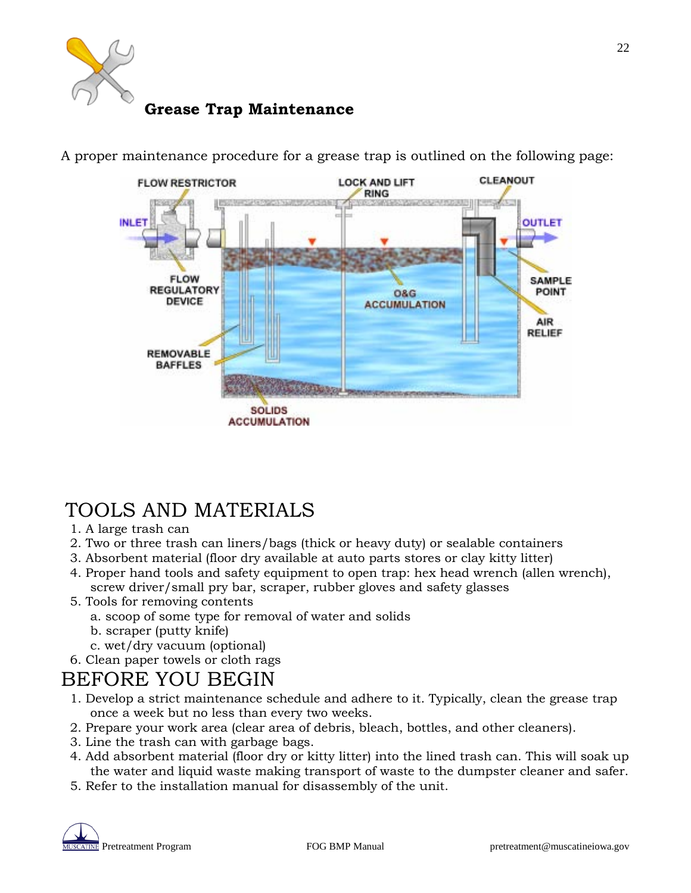## Grease Trap Maintenance

A proper maintenance procedure for a grease trap is outlined on the following page:

# TOOLS AND MATERIALS

1. A large trash can
2. Two or three trash can liners/bags (thick or heavy duty) or sealable containers
3. Absorbent material (floor dry available at auto parts stores or clay kitty litter)
4. Proper hand tools and safety equipment to open trap: hex head wrench (allen wrench), screw driver/small pry bar, scraper, rubber gloves and safety glasses
5. Tools for removing contents
   a. scoop of some type for removal of water and solids
   b. scraper (putty knife)
   c. wet/dry vacuum (optional)
6. Clean paper towels or cloth rags

# BEFORE YOU BEGIN

1. Develop a strict maintenance schedule and adhere to it. Typically, clean the grease trap once a week but no less than every two weeks.
2. Prepare your work area (clear area of debris, bleach, bottles, and other cleaners).
3. Line the trash can with garbage bags.
4. Add absorbent material (floor dry or kitty litter) into the lined trash can. This will soak up the water and liquid waste making transport of waste to the dumpster cleaner and safer.
5. Refer to the installation manual for disassembly of the unit.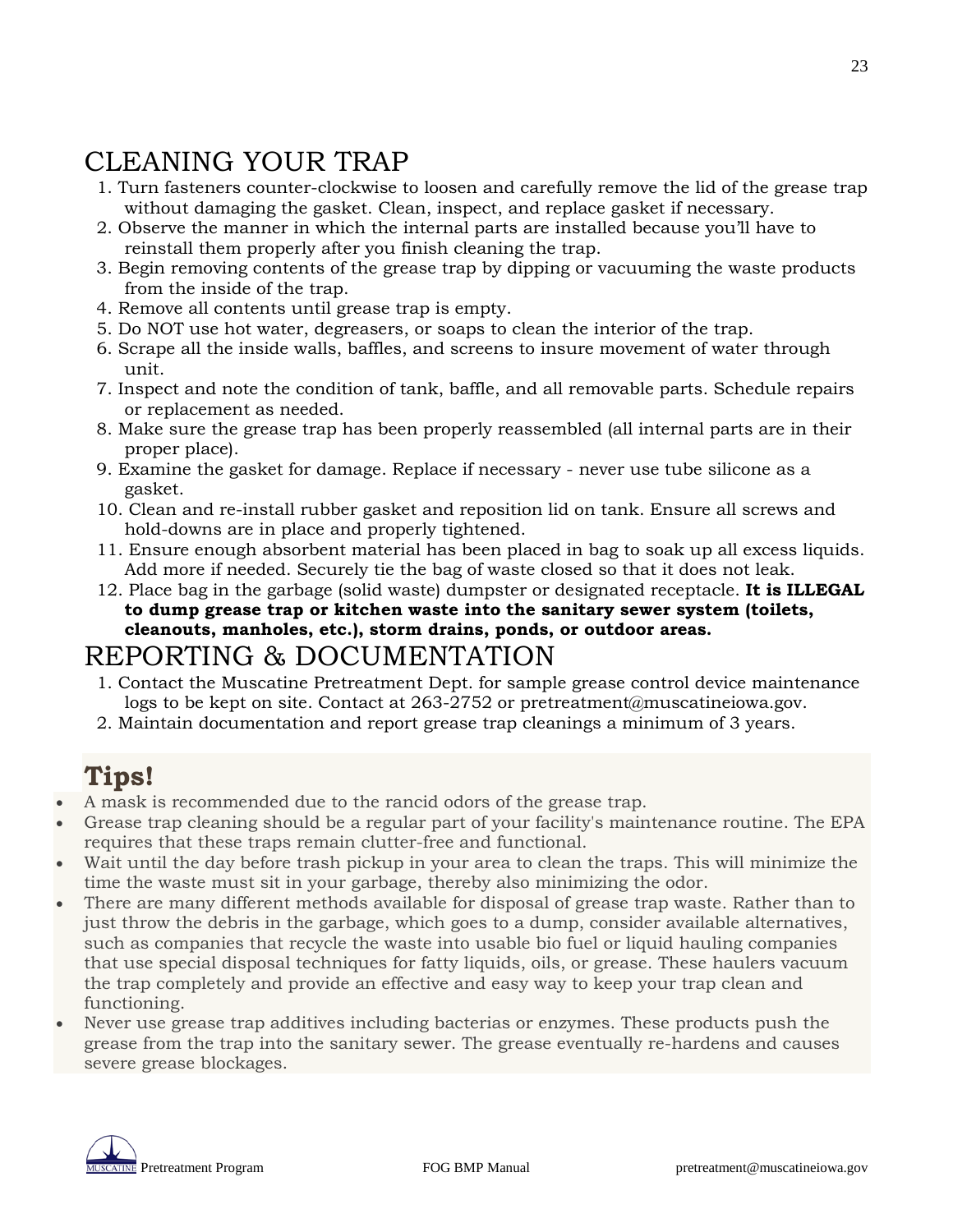# CLEANING YOUR TRAP

1. Turn fasteners counter-clockwise to loosen and carefully remove the lid of the grease trap without damaging the gasket. Clean, inspect, and replace gasket if necessary.
2. Observe the manner in which the internal parts are installed because you'll have to reinstall them properly after you finish cleaning the trap.
3. Begin removing contents of the grease trap by dipping or vacuuming the waste products from the inside of the trap.
4. Remove all contents until grease trap is empty.
5. Do NOT use hot water, degreasers, or soaps to clean the interior of the trap.
6. Scrape all the inside walls, baffles, and screens to insure movement of water through unit.
7. Inspect and note the condition of tank, baffle, and all removable parts. Schedule repairs or replacement as needed.
8. Make sure the grease trap has been properly reassembled (all internal parts are in their proper place).
9. Examine the gasket for damage. Replace if necessary - never use tube silicone as a gasket.
10. Clean and re-install rubber gasket and reposition lid on tank. Ensure all screws and hold-downs are in place and properly tightened.
11. Ensure enough absorbent material has been placed in bag to soak up all excess liquids. Add more if needed. Securely tie the bag of waste closed so that it does not leak.
12. Place bag in the garbage (solid waste) dumpster or designated receptacle. **It is ILLEGAL to dump grease trap or kitchen waste into the sanitary sewer system (toilets, cleanouts, manholes, etc.), storm drains, ponds, or outdoor areas.**

# REPORTING & DOCUMENTATION

1. Contact the Muscatine Pretreatment Dept. for sample grease control device maintenance logs to be kept on site. Contact at 263-2752 or pretreatment@muscatineiowa.gov.
2. Maintain documentation and report grease trap cleanings a minimum of 3 years.

## Tips!

- A mask is recommended due to the rancid odors of the grease trap.
- Grease trap cleaning should be a regular part of your facility's maintenance routine. The EPA requires that these traps remain clutter-free and functional.
- Wait until the day before trash pickup in your area to clean the traps. This will minimize the time the waste must sit in your garbage, thereby also minimizing the odor.
- There are many different methods available for disposal of grease trap waste. Rather than to just throw the debris in the garbage, which goes to a dump, consider available alternatives, such as companies that recycle the waste into usable bio fuel or liquid hauling companies that use special disposal techniques for fatty liquids, oils, or grease. These haulers vacuum the trap completely and provide an effective and easy way to keep your trap clean and functioning.
- Never use grease trap additives including bacterias or enzymes. These products push the grease from the trap into the sanitary sewer. The grease eventually re-hardens and causes severe grease blockages.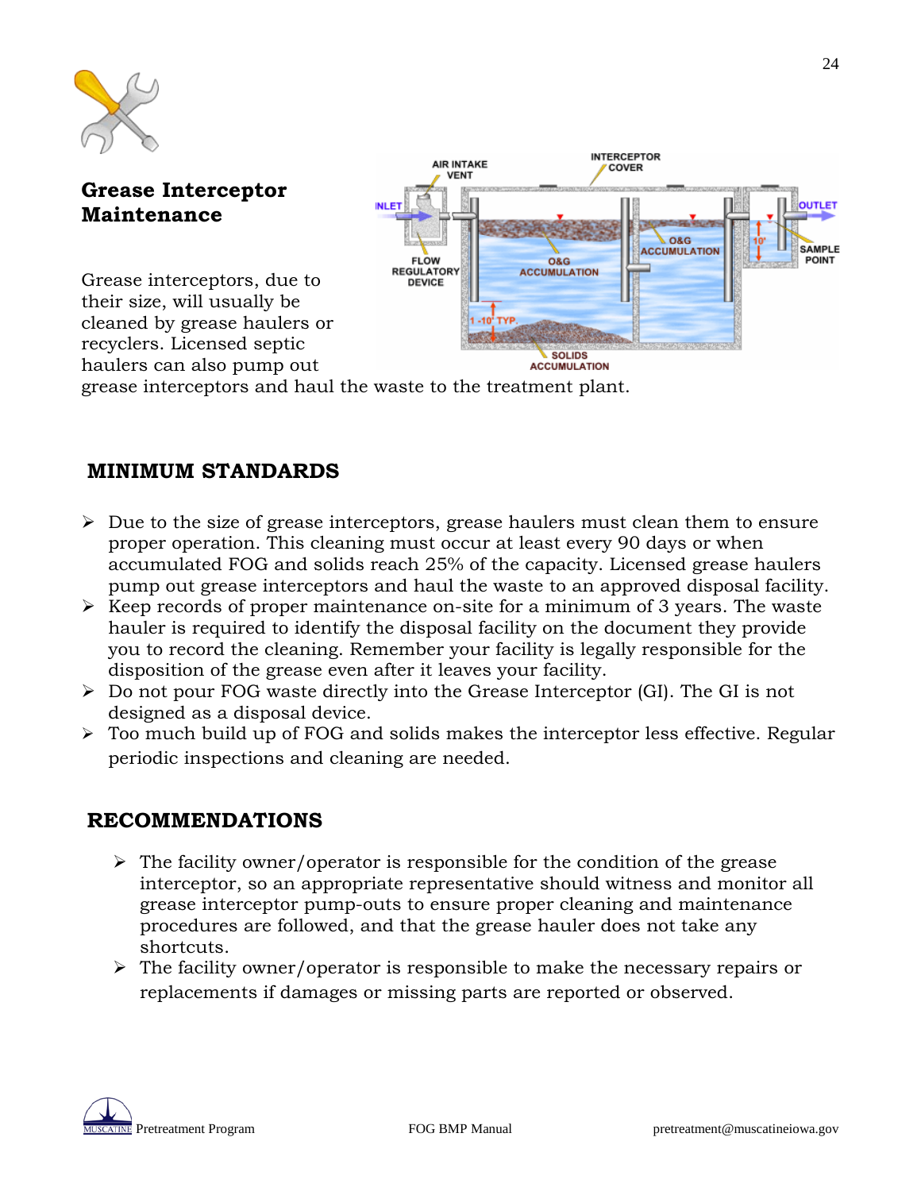## Grease Interceptor Maintenance

Grease interceptors, due to their size, will usually be cleaned by grease haulers or recyclers. Licensed septic haulers can also pump out grease interceptors and haul the waste to the treatment plant.

## MINIMUM STANDARDS

- Due to the size of grease interceptors, grease haulers must clean them to ensure proper operation. This cleaning must occur at least every 90 days or when accumulated FOG and solids reach 25% of the capacity. Licensed grease haulers pump out grease interceptors and haul the waste to an approved disposal facility.
- Keep records of proper maintenance on-site for a minimum of 3 years. The waste hauler is required to identify the disposal facility on the document they provide you to record the cleaning. Remember your facility is legally responsible for the disposition of the grease even after it leaves your facility.
- Do not pour FOG waste directly into the Grease Interceptor (GI). The GI is not designed as a disposal device.
- Too much build up of FOG and solids makes the interceptor less effective. Regular periodic inspections and cleaning are needed.

## RECOMMENDATIONS

- The facility owner/operator is responsible for the condition of the grease interceptor, so an appropriate representative should witness and monitor all grease interceptor pump-outs to ensure proper cleaning and maintenance procedures are followed, and that the grease hauler does not take any shortcuts.
- The facility owner/operator is responsible to make the necessary repairs or replacements if damages or missing parts are reported or observed.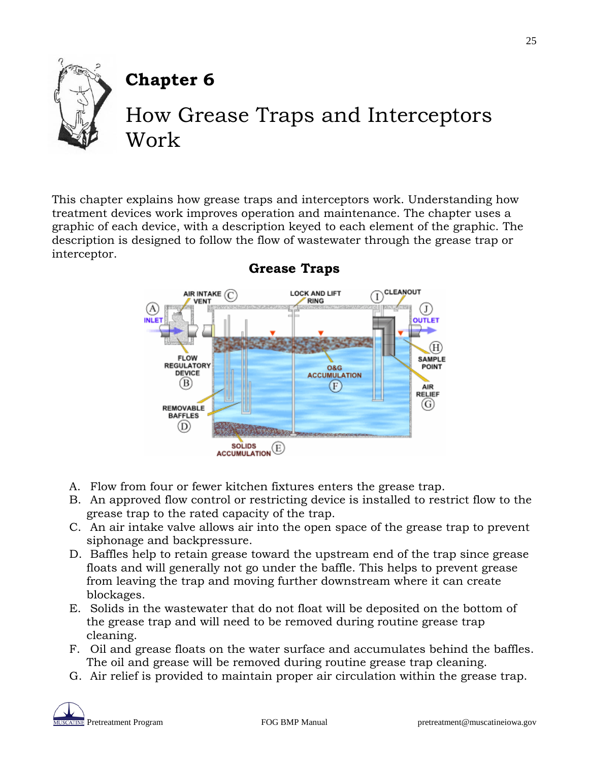# Chapter 6

# How Grease Traps and Interceptors Work

This chapter explains how grease traps and interceptors work. Understanding how treatment devices work improves operation and maintenance. The chapter uses a graphic of each device, with a description keyed to each element of the graphic. The description is designed to follow the flow of wastewater through the grease trap or interceptor.

## Grease Traps

A. Flow from four or fewer kitchen fixtures enters the grease trap.
B. An approved flow control or restricting device is installed to restrict flow to the grease trap to the rated capacity of the trap.
C. An air intake valve allows air into the open space of the grease trap to prevent siphonage and backpressure.
D. Baffles help to retain grease toward the upstream end of the trap since grease floats and will generally not go under the baffle. This helps to prevent grease from leaving the trap and moving further downstream where it can create blockages.
E. Solids in the wastewater that do not float will be deposited on the bottom of the grease trap and will need to be removed during routine grease trap cleaning.
F. Oil and grease floats on the water surface and accumulates behind the baffles. The oil and grease will be removed during routine grease trap cleaning.
G. Air relief is provided to maintain proper air circulation within the grease trap.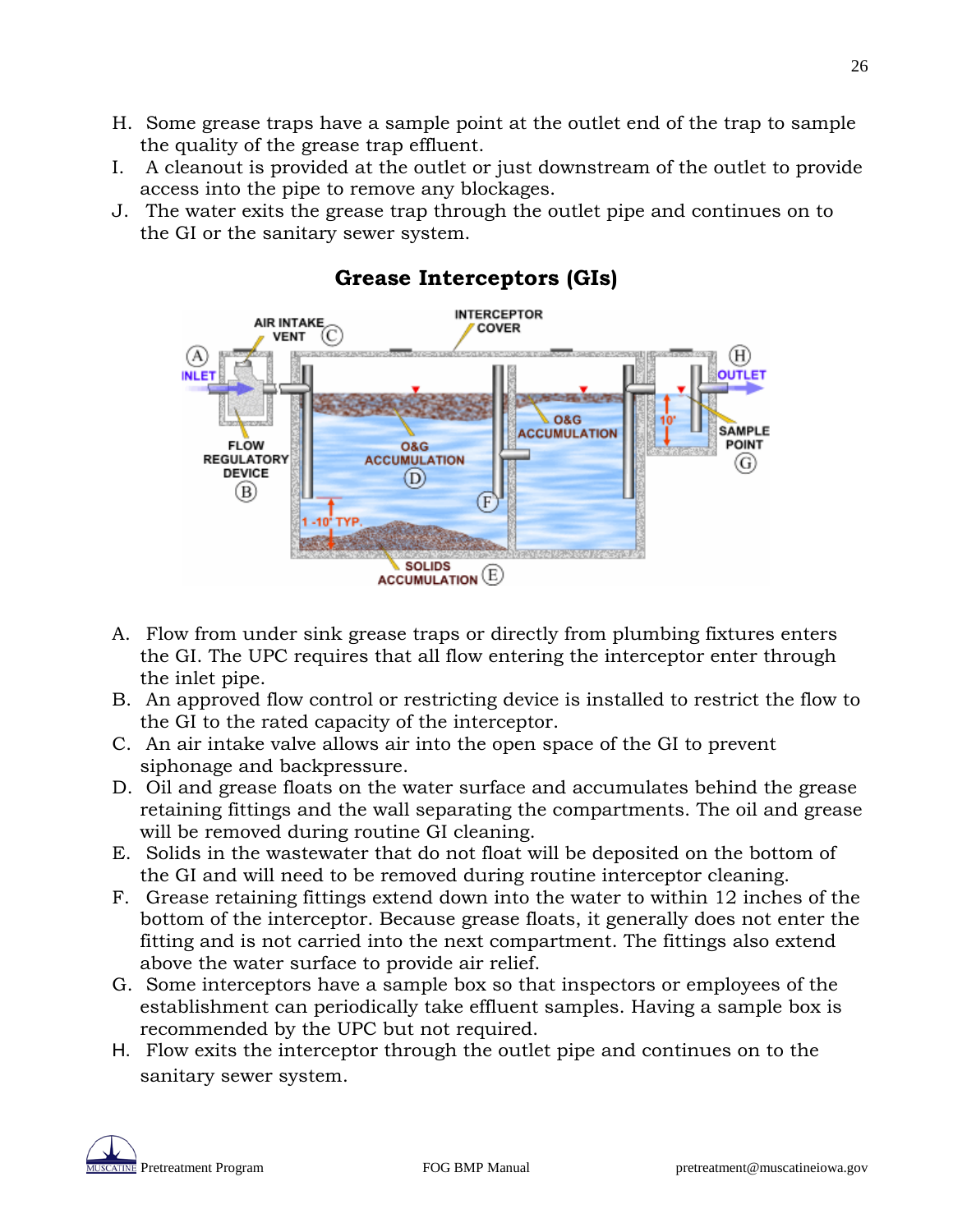H. Some grease traps have a sample point at the outlet end of the trap to sample the quality of the grease trap effluent.
I. A cleanout is provided at the outlet or just downstream of the outlet to provide access into the pipe to remove any blockages.
J. The water exits the grease trap through the outlet pipe and continues on to the GI or the sanitary sewer system.

## Grease Interceptors (GIs)

A. Flow from under sink grease traps or directly from plumbing fixtures enters the GI. The UPC requires that all flow entering the interceptor enter through the inlet pipe.
B. An approved flow control or restricting device is installed to restrict the flow to the GI to the rated capacity of the interceptor.
C. An air intake valve allows air into the open space of the GI to prevent siphonage and backpressure.
D. Oil and grease floats on the water surface and accumulates behind the grease retaining fittings and the wall separating the compartments. The oil and grease will be removed during routine GI cleaning.
E. Solids in the wastewater that do not float will be deposited on the bottom of the GI and will need to be removed during routine interceptor cleaning.
F. Grease retaining fittings extend down into the water to within 12 inches of the bottom of the interceptor. Because grease floats, it generally does not enter the fitting and is not carried into the next compartment. The fittings also extend above the water surface to provide air relief.
G. Some interceptors have a sample box so that inspectors or employees of the establishment can periodically take effluent samples. Having a sample box is recommended by the UPC but not required.
H. Flow exits the interceptor through the outlet pipe and continues on to the sanitary sewer system.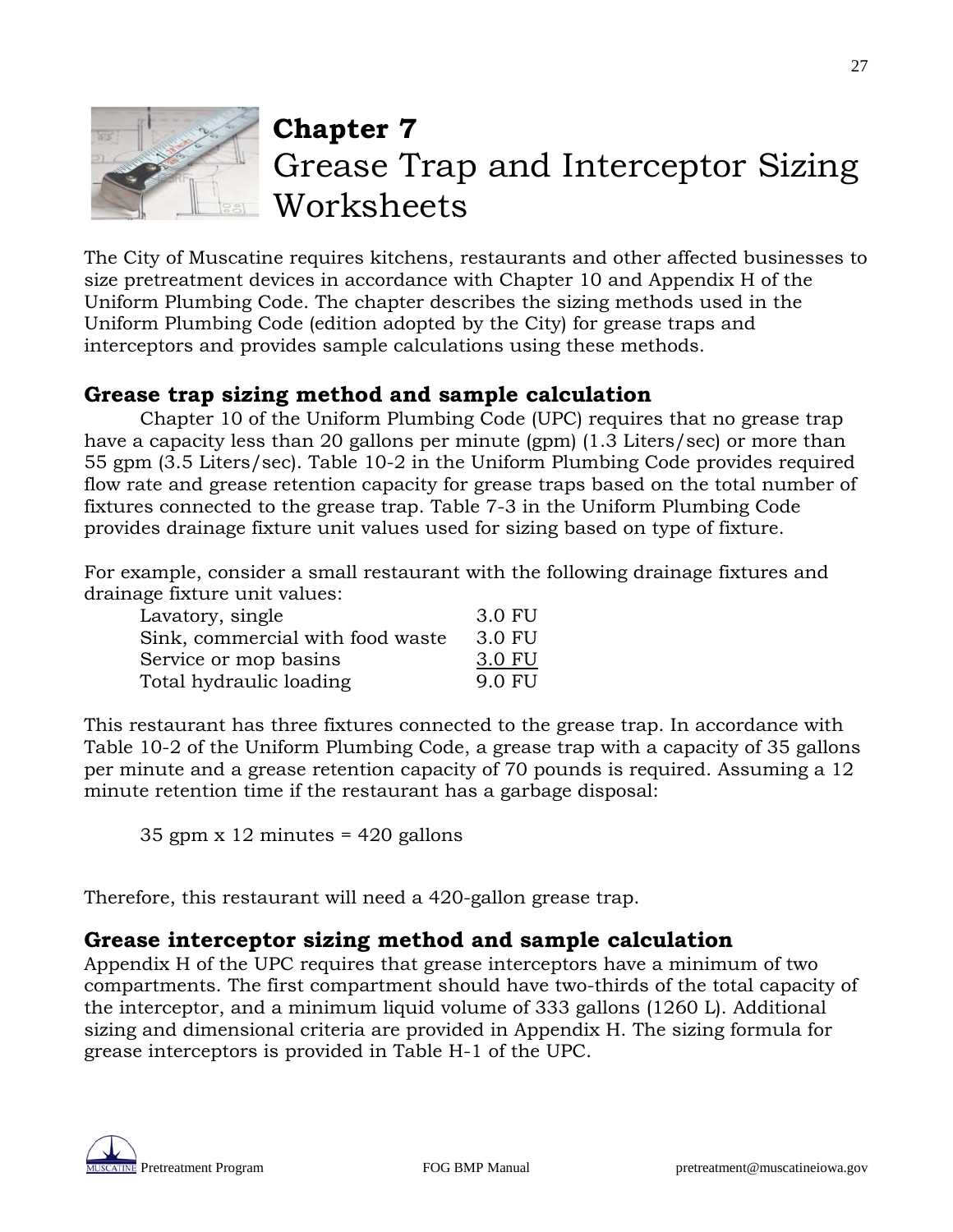# Chapter 7
# Grease Trap and Interceptor Sizing Worksheets

The City of Muscatine requires kitchens, restaurants and other affected businesses to size pretreatment devices in accordance with Chapter 10 and Appendix H of the Uniform Plumbing Code. The chapter describes the sizing methods used in the Uniform Plumbing Code (edition adopted by the City) for grease traps and interceptors and provides sample calculations using these methods.

## Grease trap sizing method and sample calculation

Chapter 10 of the Uniform Plumbing Code (UPC) requires that no grease trap have a capacity less than 20 gallons per minute (gpm) (1.3 Liters/sec) or more than 55 gpm (3.5 Liters/sec). Table 10-2 in the Uniform Plumbing Code provides required flow rate and grease retention capacity for grease traps based on the total number of fixtures connected to the grease trap. Table 7-3 in the Uniform Plumbing Code provides drainage fixture unit values used for sizing based on type of fixture.

For example, consider a small restaurant with the following drainage fixtures and drainage fixture unit values:

| | |
|---|---|
| Lavatory, single | 3.0 FU |
| Sink, commercial with food waste | 3.0 FU |
| Service or mop basins | 3.0 FU |
| Total hydraulic loading | 9.0 FU |

This restaurant has three fixtures connected to the grease trap. In accordance with Table 10-2 of the Uniform Plumbing Code, a grease trap with a capacity of 35 gallons per minute and a grease retention capacity of 70 pounds is required. Assuming a 12 minute retention time if the restaurant has a garbage disposal:

35 gpm x 12 minutes = 420 gallons

Therefore, this restaurant will need a 420-gallon grease trap.

## Grease interceptor sizing method and sample calculation

Appendix H of the UPC requires that grease interceptors have a minimum of two compartments. The first compartment should have two-thirds of the total capacity of the interceptor, and a minimum liquid volume of 333 gallons (1260 L). Additional sizing and dimensional criteria are provided in Appendix H. The sizing formula for grease interceptors is provided in Table H-1 of the UPC.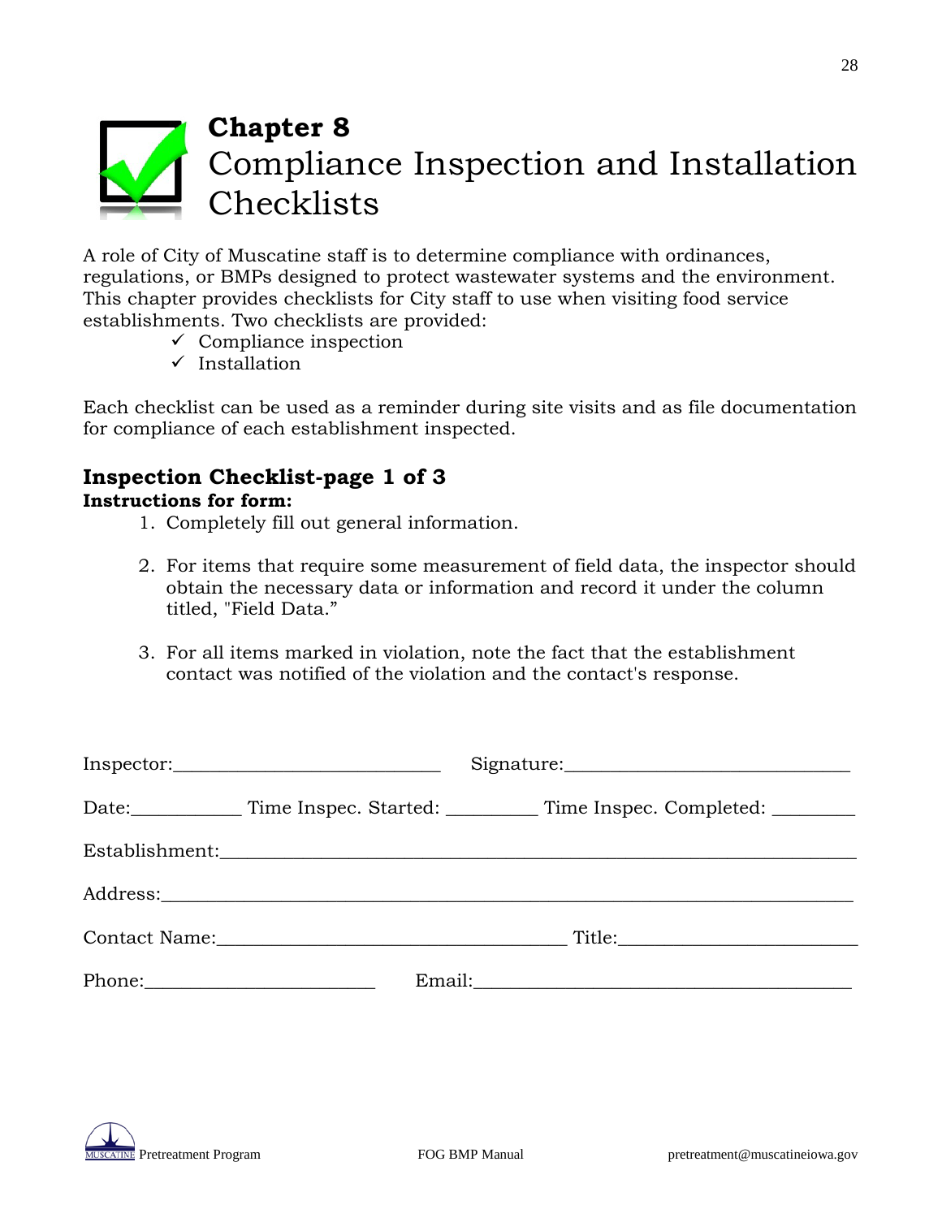# Chapter 8
# Compliance Inspection and Installation Checklists

A role of City of Muscatine staff is to determine compliance with ordinances, regulations, or BMPs designed to protect wastewater systems and the environment. This chapter provides checklists for City staff to use when visiting food service establishments. Two checklists are provided:

- ✓ Compliance inspection
- ✓ Installation

Each checklist can be used as a reminder during site visits and as file documentation for compliance of each establishment inspected.

## Inspection Checklist-page 1 of 3

**Instructions for form:**

1. Completely fill out general information.

2. For items that require some measurement of field data, the inspector should obtain the necessary data or information and record it under the column titled, "Field Data."

3. For all items marked in violation, note the fact that the establishment contact was notified of the violation and the contact's response.

Inspector:___________________________ Signature:_____________________________

Date:___________ Time Inspec. Started: _________ Time Inspec. Completed: ________

Establishment:__________________________________________________________________

Address:_______________________________________________________________________

Contact Name:___________________________________ Title:________________________

Phone:________________________ Email:_______________________________________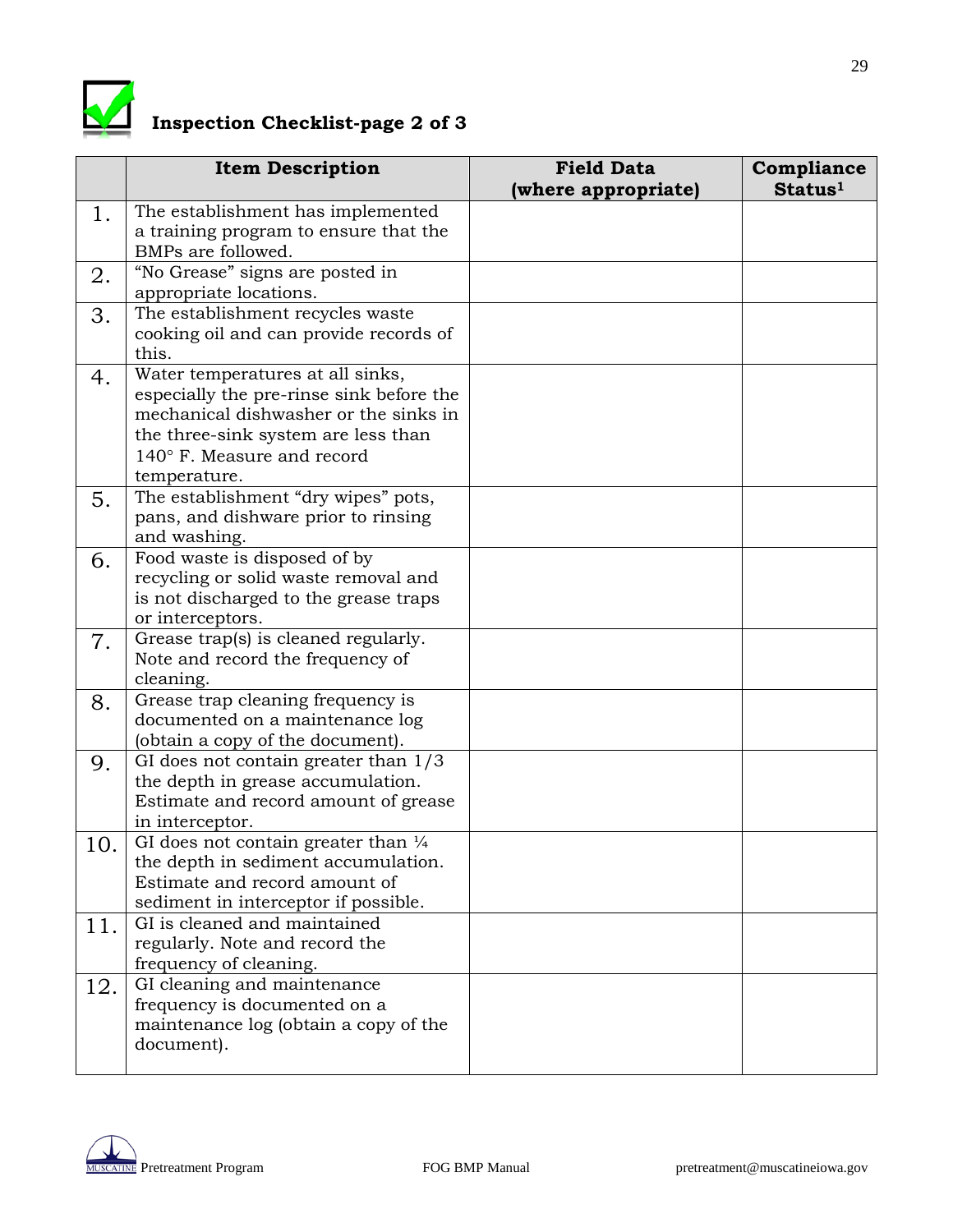## Inspection Checklist-page 2 of 3

| | Item Description | Field Data (where appropriate) | Compliance Status[1] |
|---|---|---|---|
| 1. | The establishment has implemented a training program to ensure that the BMPs are followed. | | |
| 2. | “No Grease” signs are posted in appropriate locations. | | |
| 3. | The establishment recycles waste cooking oil and can provide records of this. | | |
| 4. | Water temperatures at all sinks, especially the pre-rinse sink before the mechanical dishwasher or the sinks in the three-sink system are less than 140° F. Measure and record temperature. | | |
| 5. | The establishment “dry wipes” pots, pans, and dishware prior to rinsing and washing. | | |
| 6. | Food waste is disposed of by recycling or solid waste removal and is not discharged to the grease traps or interceptors. | | |
| 7. | Grease trap(s) is cleaned regularly. Note and record the frequency of cleaning. | | |
| 8. | Grease trap cleaning frequency is documented on a maintenance log (obtain a copy of the document). | | |
| 9. | GI does not contain greater than 1/3 the depth in grease accumulation. Estimate and record amount of grease in interceptor. | | |
| 10. | GI does not contain greater than ¼ the depth in sediment accumulation. Estimate and record amount of sediment in interceptor if possible. | | |
| 11. | GI is cleaned and maintained regularly. Note and record the frequency of cleaning. | | |
| 12. | GI cleaning and maintenance frequency is documented on a maintenance log (obtain a copy of the document). | | |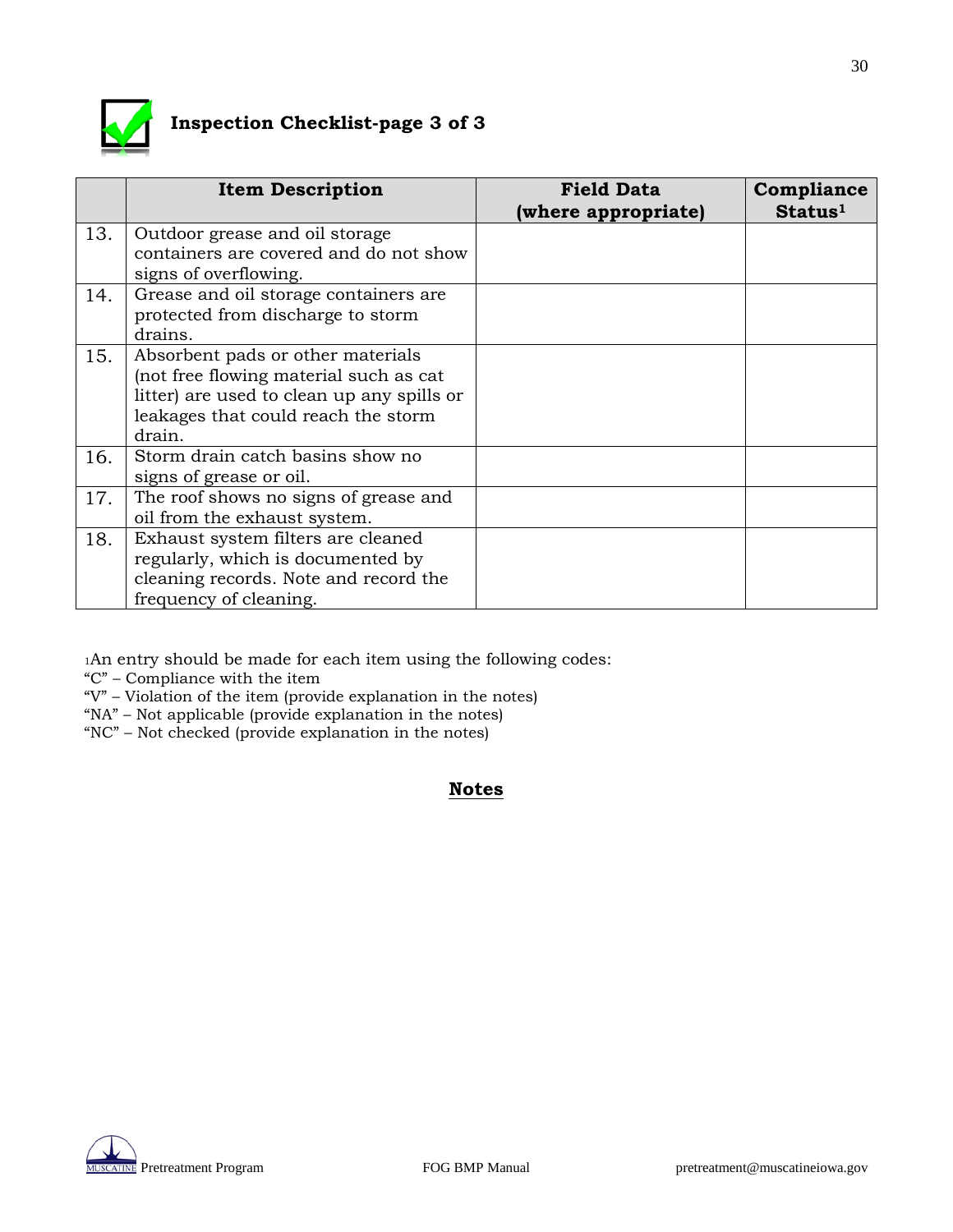## Inspection Checklist-page 3 of 3

| | Item Description | Field Data (where appropriate) | Compliance Status[1] |
|---|---|---|---|
| 13. | Outdoor grease and oil storage containers are covered and do not show signs of overflowing. | | |
| 14. | Grease and oil storage containers are protected from discharge to storm drains. | | |
| 15. | Absorbent pads or other materials (not free flowing material such as cat litter) are used to clean up any spills or leakages that could reach the storm drain. | | |
| 16. | Storm drain catch basins show no signs of grease or oil. | | |
| 17. | The roof shows no signs of grease and oil from the exhaust system. | | |
| 18. | Exhaust system filters are cleaned regularly, which is documented by cleaning records. Note and record the frequency of cleaning. | | |

[1]An entry should be made for each item using the following codes:
"C" – Compliance with the item
"V" – Violation of the item (provide explanation in the notes)
"NA" – Not applicable (provide explanation in the notes)
"NC" – Not checked (provide explanation in the notes)

**Notes**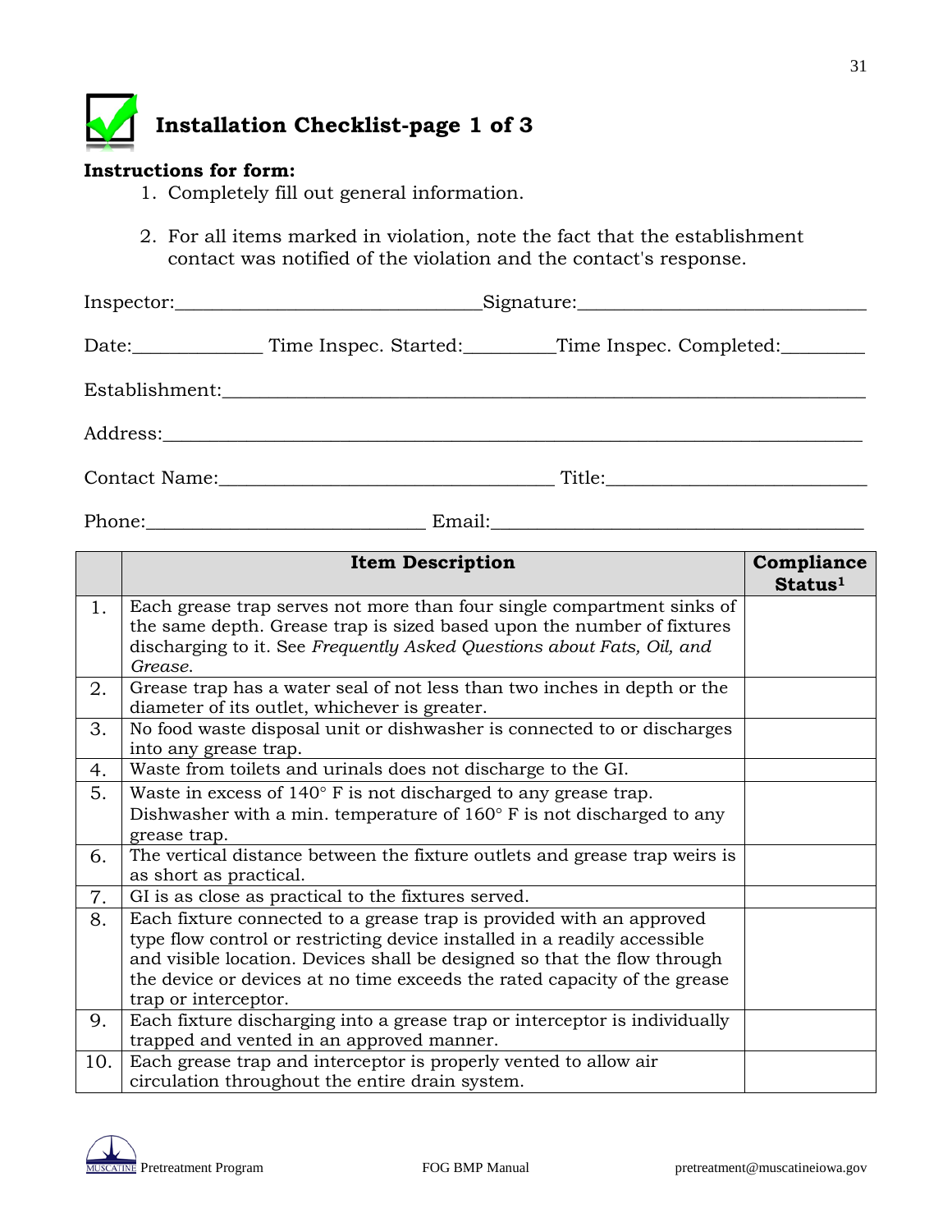# Installation Checklist-page 1 of 3

**Instructions for form:**

1. Completely fill out general information.
2. For all items marked in violation, note the fact that the establishment contact was notified of the violation and the contact's response.

Inspector:______________________________Signature:____________________________

Date:_____________ Time Inspec. Started:_________Time Inspec. Completed:_________

Establishment:_______________________________________________________________

Address:____________________________________________________________________

Contact Name:__________________________________ Title:_________________________

Phone:____________________________ Email:_____________________________________

| | Item Description | Compliance Status[1] |
|---|---|---|
| 1. | Each grease trap serves not more than four single compartment sinks of the same depth. Grease trap is sized based upon the number of fixtures discharging to it. See *Frequently Asked Questions about Fats, Oil, and Grease*. | |
| 2. | Grease trap has a water seal of not less than two inches in depth or the diameter of its outlet, whichever is greater. | |
| 3. | No food waste disposal unit or dishwasher is connected to or discharges into any grease trap. | |
| 4. | Waste from toilets and urinals does not discharge to the GI. | |
| 5. | Waste in excess of 140° F is not discharged to any grease trap. Dishwasher with a min. temperature of 160° F is not discharged to any grease trap. | |
| 6. | The vertical distance between the fixture outlets and grease trap weirs is as short as practical. | |
| 7. | GI is as close as practical to the fixtures served. | |
| 8. | Each fixture connected to a grease trap is provided with an approved type flow control or restricting device installed in a readily accessible and visible location. Devices shall be designed so that the flow through the device or devices at no time exceeds the rated capacity of the grease trap or interceptor. | |
| 9. | Each fixture discharging into a grease trap or interceptor is individually trapped and vented in an approved manner. | |
| 10. | Each grease trap and interceptor is properly vented to allow air circulation throughout the entire drain system. | |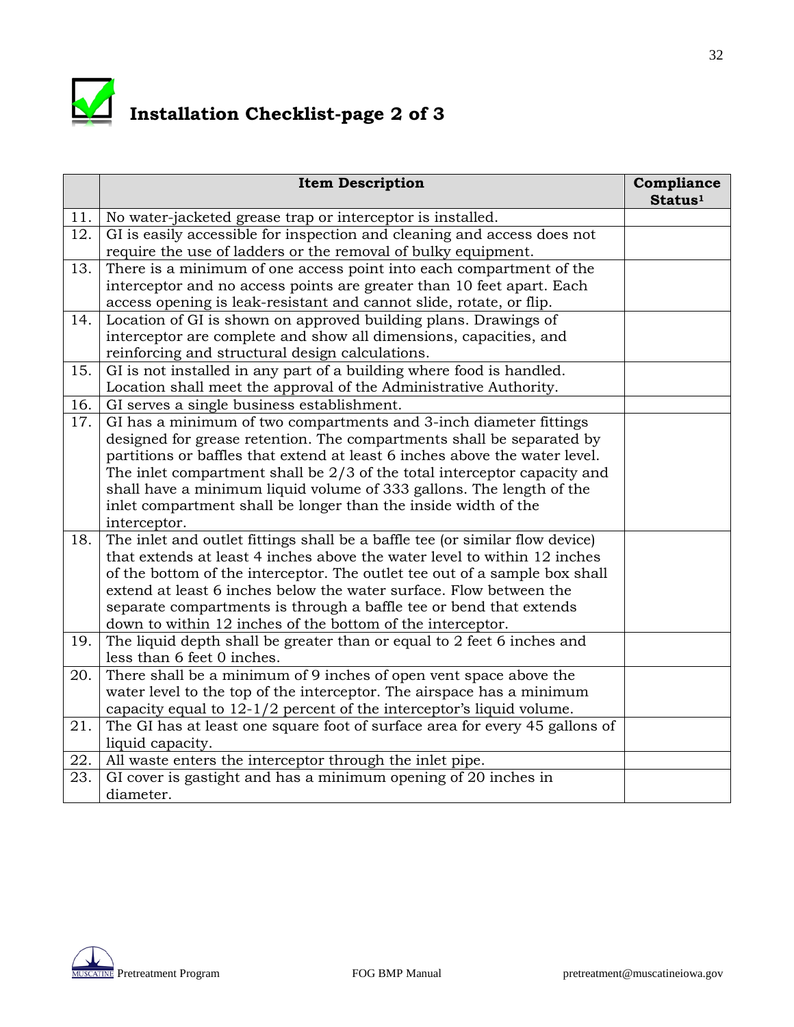# Installation Checklist-page 2 of 3

| | Item Description | Compliance Status[1] |
|---|---|---|
| 11. | No water-jacketed grease trap or interceptor is installed. | |
| 12. | GI is easily accessible for inspection and cleaning and access does not require the use of ladders or the removal of bulky equipment. | |
| 13. | There is a minimum of one access point into each compartment of the interceptor and no access points are greater than 10 feet apart. Each access opening is leak-resistant and cannot slide, rotate, or flip. | |
| 14. | Location of GI is shown on approved building plans. Drawings of interceptor are complete and show all dimensions, capacities, and reinforcing and structural design calculations. | |
| 15. | GI is not installed in any part of a building where food is handled. Location shall meet the approval of the Administrative Authority. | |
| 16. | GI serves a single business establishment. | |
| 17. | GI has a minimum of two compartments and 3-inch diameter fittings designed for grease retention. The compartments shall be separated by partitions or baffles that extend at least 6 inches above the water level. The inlet compartment shall be 2/3 of the total interceptor capacity and shall have a minimum liquid volume of 333 gallons. The length of the inlet compartment shall be longer than the inside width of the interceptor. | |
| 18. | The inlet and outlet fittings shall be a baffle tee (or similar flow device) that extends at least 4 inches above the water level to within 12 inches of the bottom of the interceptor. The outlet tee out of a sample box shall extend at least 6 inches below the water surface. Flow between the separate compartments is through a baffle tee or bend that extends down to within 12 inches of the bottom of the interceptor. | |
| 19. | The liquid depth shall be greater than or equal to 2 feet 6 inches and less than 6 feet 0 inches. | |
| 20. | There shall be a minimum of 9 inches of open vent space above the water level to the top of the interceptor. The airspace has a minimum capacity equal to 12-1/2 percent of the interceptor's liquid volume. | |
| 21. | The GI has at least one square foot of surface area for every 45 gallons of liquid capacity. | |
| 22. | All waste enters the interceptor through the inlet pipe. | |
| 23. | GI cover is gastight and has a minimum opening of 20 inches in diameter. | |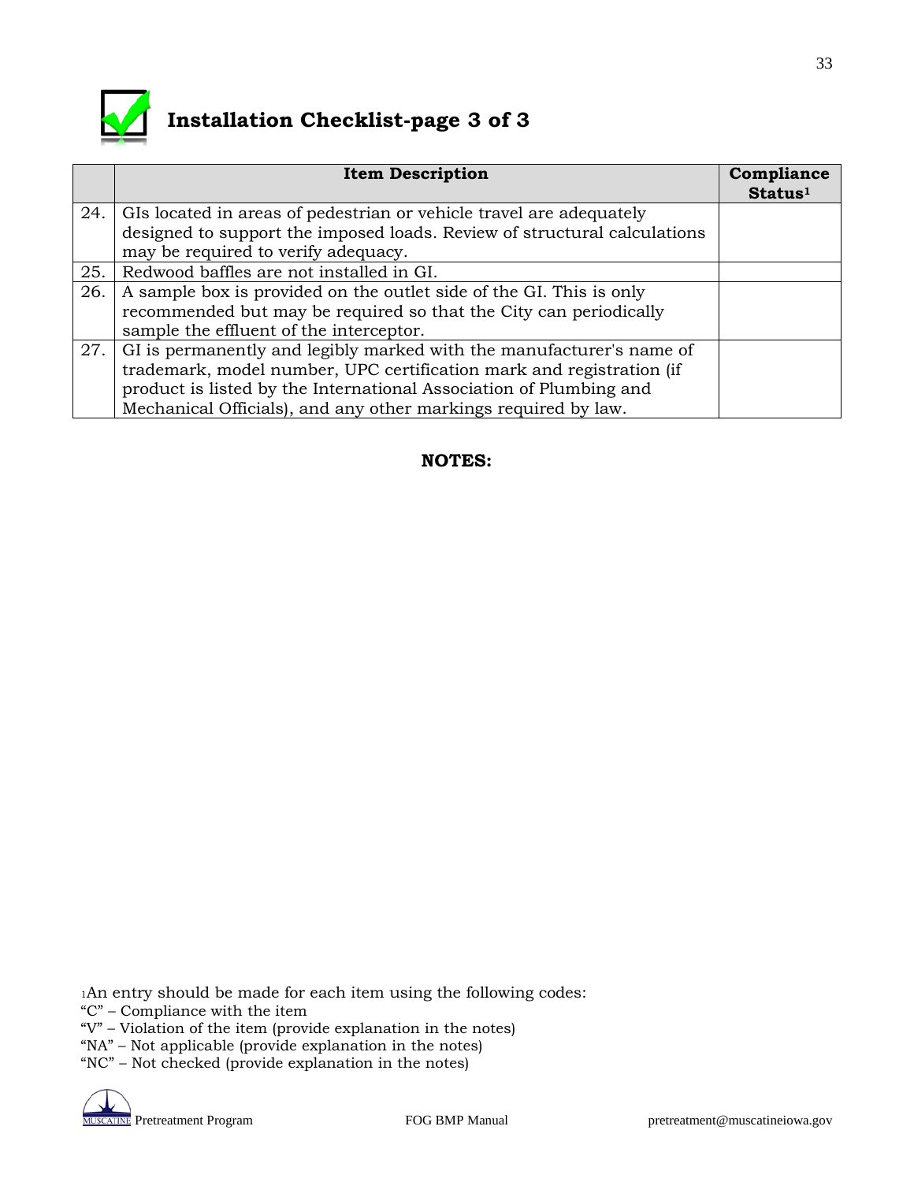# Installation Checklist-page 3 of 3

| | Item Description | Compliance Status[1] |
|---|---|---|
| 24. | GIs located in areas of pedestrian or vehicle travel are adequately designed to support the imposed loads. Review of structural calculations may be required to verify adequacy. | |
| 25. | Redwood baffles are not installed in GI. | |
| 26. | A sample box is provided on the outlet side of the GI. This is only recommended but may be required so that the City can periodically sample the effluent of the interceptor. | |
| 27. | GI is permanently and legibly marked with the manufacturer's name of trademark, model number, UPC certification mark and registration (if product is listed by the International Association of Plumbing and Mechanical Officials), and any other markings required by law. | |

**NOTES:**

[1]An entry should be made for each item using the following codes:
"C" – Compliance with the item
"V" – Violation of the item (provide explanation in the notes)
"NA" – Not applicable (provide explanation in the notes)
"NC" – Not checked (provide explanation in the notes)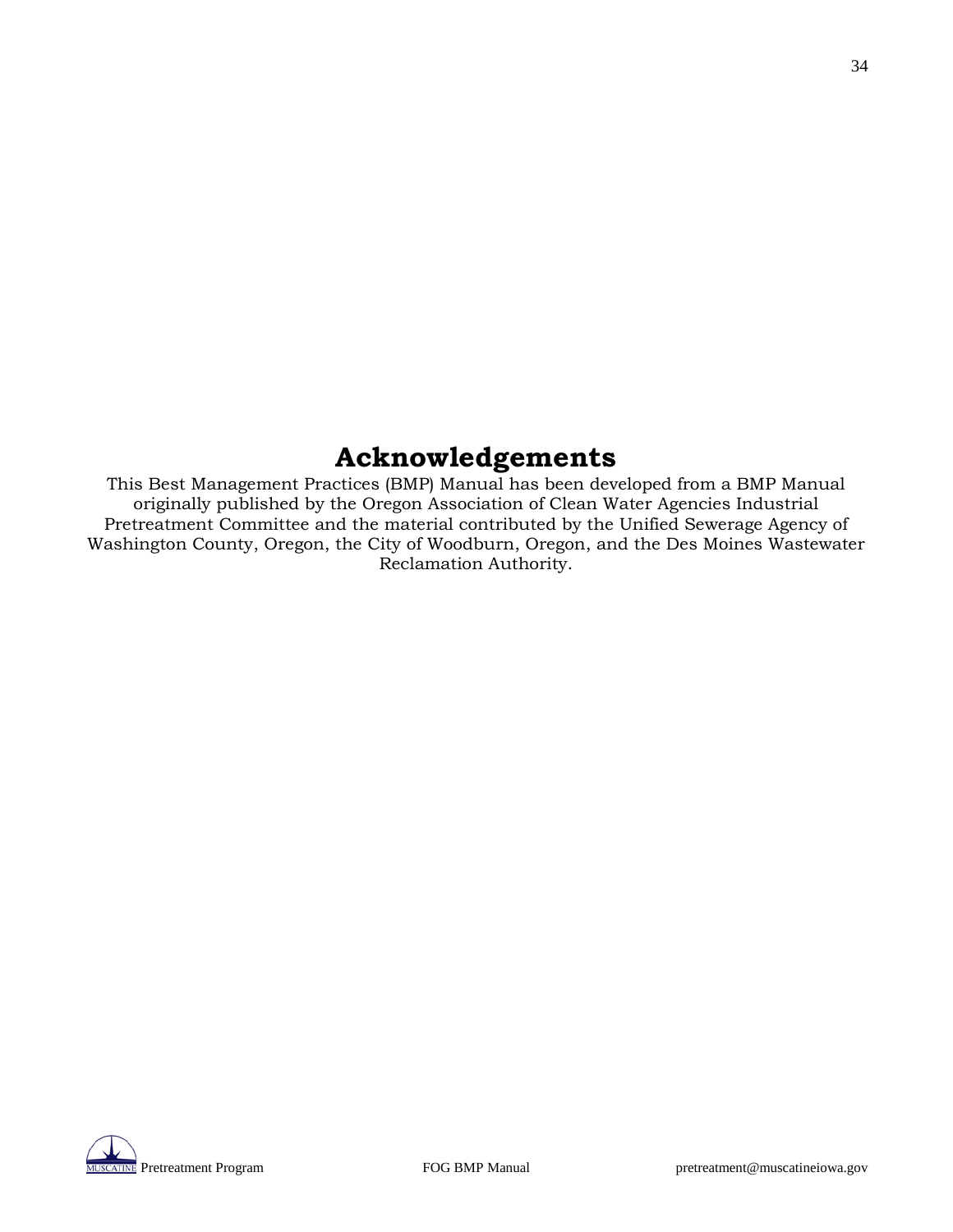# Acknowledgements

This Best Management Practices (BMP) Manual has been developed from a BMP Manual originally published by the Oregon Association of Clean Water Agencies Industrial Pretreatment Committee and the material contributed by the Unified Sewerage Agency of Washington County, Oregon, the City of Woodburn, Oregon, and the Des Moines Wastewater Reclamation Authority.